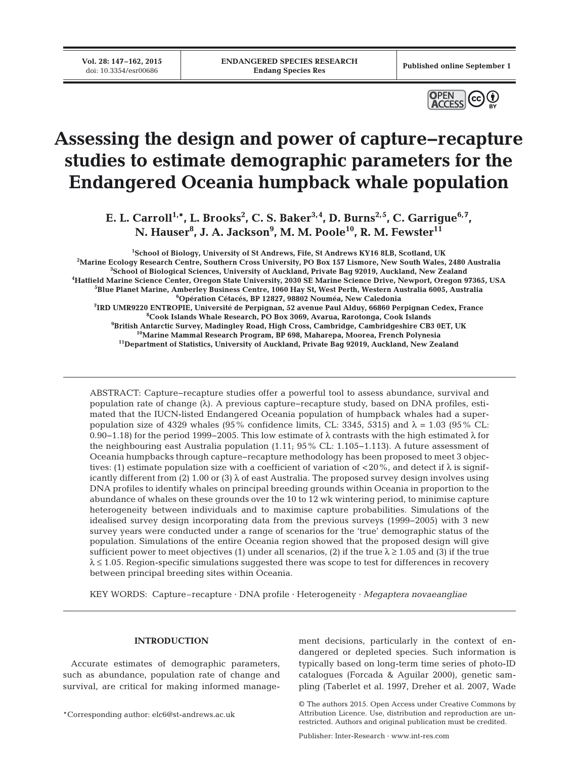# Assessing the design and power of capture–recapture studies to estimate demographic parameters for the Endangered Oceania humpback whale population

**E. L. Carroll[1,*], L. Brooks[2], C. S. Baker[3,4], D. Burns[2,5], C. Garrigue[6,7], N. Hauser[8], J. A. Jackson[9], M. M. Poole[10], R. M. Fewster[11]**

[1]School of Biology, University of St Andrews, Fife, St Andrews KY16 8LB, Scotland, UK
[2]Marine Ecology Research Centre, Southern Cross University, PO Box 157 Lismore, New South Wales, 2480 Australia
[3]School of Biological Sciences, University of Auckland, Private Bag 92019, Auckland, New Zealand
[4]Hatfield Marine Science Center, Oregon State University, 2030 SE Marine Science Drive, Newport, Oregon 97365, USA
[5]Blue Planet Marine, Amberley Business Centre, 1060 Hay St, West Perth, Western Australia 6005, Australia
[6]Opération Cétacés, BP 12827, 98802 Nouméa, New Caledonia
[7]IRD UMR9220 ENTROPIE, Université de Perpignan, 52 avenue Paul Alduy, 66860 Perpignan Cedex, France
[8]Cook Islands Whale Research, PO Box 3069, Avarua, Rarotonga, Cook Islands
[9]British Antarctic Survey, Madingley Road, High Cross, Cambridge, Cambridgeshire CB3 0ET, UK
[10]Marine Mammal Research Program, BP 698, Maharepa, Moorea, French Polynesia
[11]Department of Statistics, University of Auckland, Private Bag 92019, Auckland, New Zealand

ABSTRACT: Capture–recapture studies offer a powerful tool to assess abundance, survival and population rate of change (λ). A previous capture–recapture study, based on DNA profiles, estimated that the IUCN-listed Endangered Oceania population of humpback whales had a superpopulation size of 4329 whales (95% confidence limits, CL: 3345, 5315) and λ = 1.03 (95% CL: 0.90–1.18) for the period 1999–2005. This low estimate of λ contrasts with the high estimated λ for the neighbouring east Australia population (1.11; 95% CL: 1.105–1.113). A future assessment of Oceania humpbacks through capture–recapture methodology has been proposed to meet 3 objectives: (1) estimate population size with a coefficient of variation of <20%, and detect if λ is significantly different from (2) 1.00 or (3) λ of east Australia. The proposed survey design involves using DNA profiles to identify whales on principal breeding grounds within Oceania in proportion to the abundance of whales on these grounds over the 10 to 12 wk wintering period, to minimise capture heterogeneity between individuals and to maximise capture probabilities. Simulations of the idealised survey design incorporating data from the previous surveys (1999–2005) with 3 new survey years were conducted under a range of scenarios for the 'true' demographic status of the population. Simulations of the entire Oceania region showed that the proposed design will give sufficient power to meet objectives (1) under all scenarios, (2) if the true λ ≥ 1.05 and (3) if the true λ ≤ 1.05. Region-specific simulations suggested there was scope to test for differences in recovery between principal breeding sites within Oceania.

KEY WORDS: Capture–recapture · DNA profile · Heterogeneity · *Megaptera novaeangliae*

## INTRODUCTION

Accurate estimates of demographic parameters, such as abundance, population rate of change and survival, are critical for making informed management decisions, particularly in the context of endangered or depleted species. Such information is typically based on long-term time series of photo-ID catalogues (Forcada & Aguilar 2000), genetic sampling (Taberlet et al. 1997, Dreher et al. 2007, Wade

*Corresponding author: elc6@st-andrews.ac.uk

© The authors 2015. Open Access under Creative Commons by Attribution Licence. Use, distribution and reproduction are unrestricted. Authors and original publication must be credited.

Publisher: Inter-Research · www.int-res.com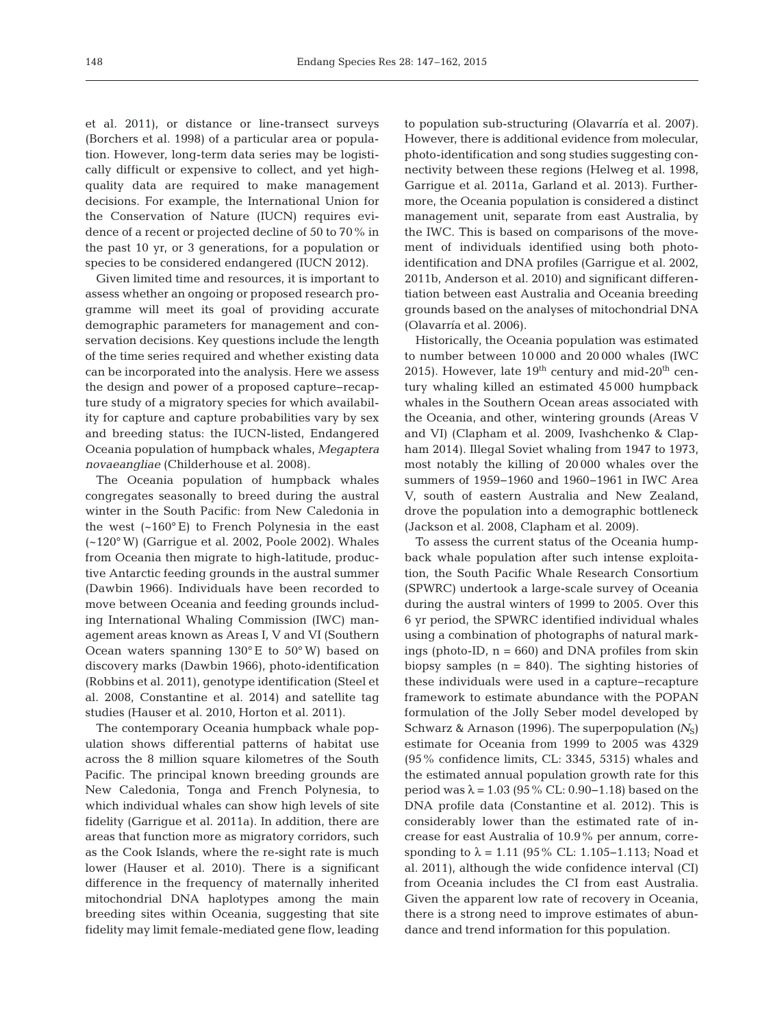et al. 2011), or distance or line-transect surveys (Borchers et al. 1998) of a particular area or population. However, long-term data series may be logistically difficult or expensive to collect, and yet high-quality data are required to make management decisions. For example, the International Union for the Conservation of Nature (IUCN) requires evidence of a recent or projected decline of 50 to 70% in the past 10 yr, or 3 generations, for a population or species to be considered endangered (IUCN 2012).

Given limited time and resources, it is important to assess whether an ongoing or proposed research programme will meet its goal of providing accurate demographic parameters for management and conservation decisions. Key questions include the length of the time series required and whether existing data can be incorporated into the analysis. Here we assess the design and power of a proposed capture–recapture study of a migratory species for which availability for capture and capture probabilities vary by sex and breeding status: the IUCN-listed, Endangered Oceania population of humpback whales, *Megaptera novaeangliae* (Childerhouse et al. 2008).

The Oceania population of humpback whales congregates seasonally to breed during the austral winter in the South Pacific: from New Caledonia in the west (~160° E) to French Polynesia in the east (~120° W) (Garrigue et al. 2002, Poole 2002). Whales from Oceania then migrate to high-latitude, productive Antarctic feeding grounds in the austral summer (Dawbin 1966). Individuals have been recorded to move between Oceania and feeding grounds including International Whaling Commission (IWC) management areas known as Areas I, V and VI (Southern Ocean waters spanning 130° E to 50° W) based on discovery marks (Dawbin 1966), photo-identification (Robbins et al. 2011), genotype identification (Steel et al. 2008, Constantine et al. 2014) and satellite tag studies (Hauser et al. 2010, Horton et al. 2011).

The contemporary Oceania humpback whale population shows differential patterns of habitat use across the 8 million square kilometres of the South Pacific. The principal known breeding grounds are New Caledonia, Tonga and French Polynesia, to which individual whales can show high levels of site fidelity (Garrigue et al. 2011a). In addition, there are areas that function more as migratory corridors, such as the Cook Islands, where the re-sight rate is much lower (Hauser et al. 2010). There is a significant difference in the frequency of maternally inherited mitochondrial DNA haplotypes among the main breeding sites within Oceania, suggesting that site fidelity may limit female-mediated gene flow, leading to population sub-structuring (Olavarría et al. 2007). However, there is additional evidence from molecular, photo-identification and song studies suggesting connectivity between these regions (Helweg et al. 1998, Garrigue et al. 2011a, Garland et al. 2013). Furthermore, the Oceania population is considered a distinct management unit, separate from east Australia, by the IWC. This is based on comparisons of the movement of individuals identified using both photo-identification and DNA profiles (Garrigue et al. 2002, 2011b, Anderson et al. 2010) and significant differentiation between east Australia and Oceania breeding grounds based on the analyses of mitochondrial DNA (Olavarría et al. 2006).

Historically, the Oceania population was estimated to number between 10 000 and 20 000 whales (IWC 2015). However, late 19th century and mid-20th century whaling killed an estimated 45 000 humpback whales in the Southern Ocean areas associated with the Oceania, and other, wintering grounds (Areas V and VI) (Clapham et al. 2009, Ivashchenko & Clapham 2014). Illegal Soviet whaling from 1947 to 1973, most notably the killing of 20 000 whales over the summers of 1959–1960 and 1960–1961 in IWC Area V, south of eastern Australia and New Zealand, drove the population into a demographic bottleneck (Jackson et al. 2008, Clapham et al. 2009).

To assess the current status of the Oceania humpback whale population after such intense exploitation, the South Pacific Whale Research Consortium (SPWRC) undertook a large-scale survey of Oceania during the austral winters of 1999 to 2005. Over this 6 yr period, the SPWRC identified individual whales using a combination of photographs of natural markings (photo-ID, n = 660) and DNA profiles from skin biopsy samples (n = 840). The sighting histories of these individuals were used in a capture–recapture framework to estimate abundance with the POPAN formulation of the Jolly Seber model developed by Schwarz & Arnason (1996). The superpopulation ($N_S$) estimate for Oceania from 1999 to 2005 was 4329 (95% confidence limits, CL: 3345, 5315) whales and the estimated annual population growth rate for this period was $\lambda = 1.03$ (95% CL: 0.90–1.18) based on the DNA profile data (Constantine et al. 2012). This is considerably lower than the estimated rate of increase for east Australia of 10.9% per annum, corresponding to $\lambda = 1.11$ (95% CL: 1.105–1.113; Noad et al. 2011), although the wide confidence interval (CI) from Oceania includes the CI from east Australia. Given the apparent low rate of recovery in Oceania, there is a strong need to improve estimates of abundance and trend information for this population.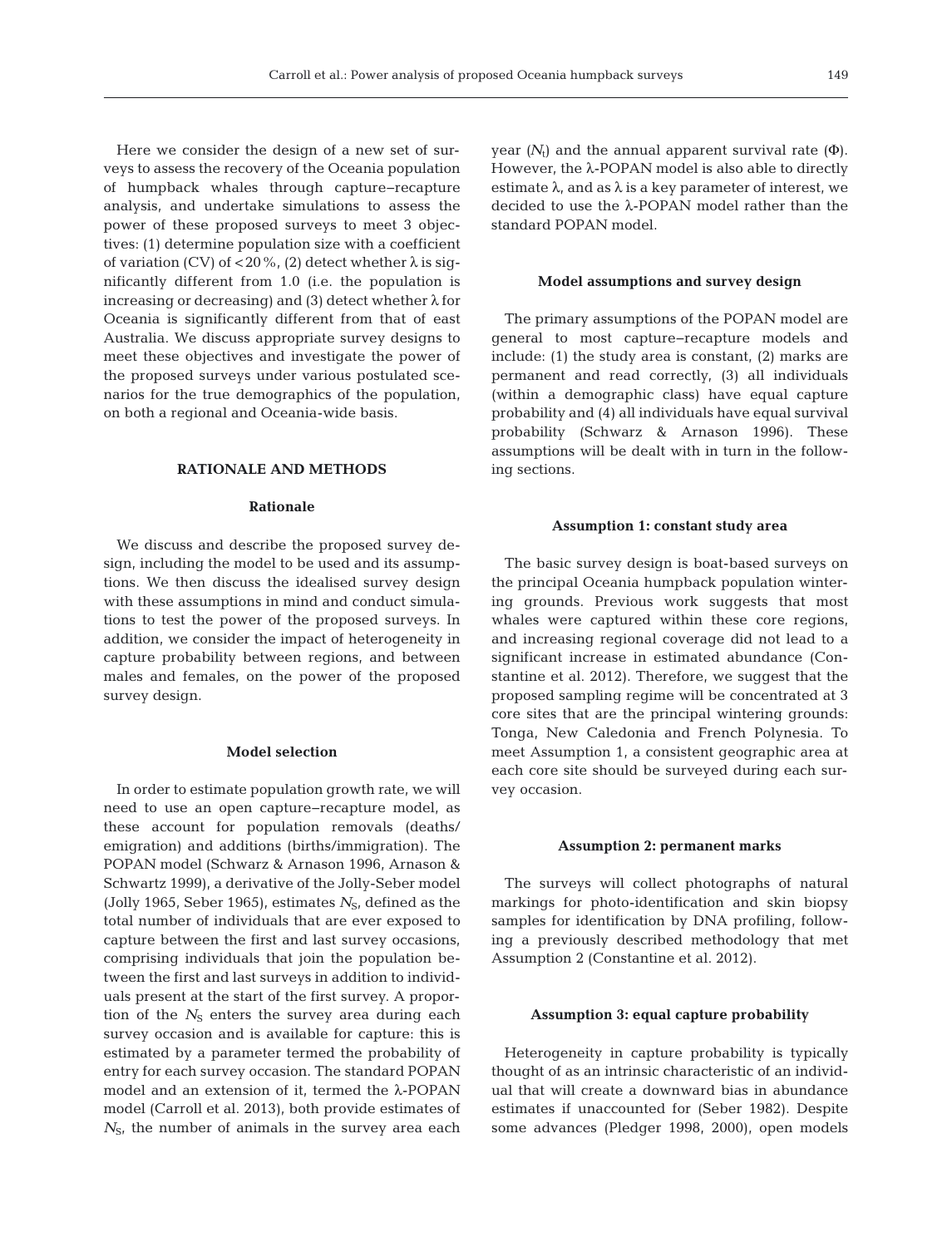Here we consider the design of a new set of surveys to assess the recovery of the Oceania population of humpback whales through capture–recapture analysis, and undertake simulations to assess the power of these proposed surveys to meet 3 objectives: (1) determine population size with a coefficient of variation (CV) of <20%, (2) detect whether λ is significantly different from 1.0 (i.e. the population is increasing or decreasing) and (3) detect whether λ for Oceania is significantly different from that of east Australia. We discuss appropriate survey designs to meet these objectives and investigate the power of the proposed surveys under various postulated scenarios for the true demographics of the population, on both a regional and Oceania-wide basis.

## RATIONALE AND METHODS

### Rationale

We discuss and describe the proposed survey design, including the model to be used and its assumptions. We then discuss the idealised survey design with these assumptions in mind and conduct simulations to test the power of the proposed surveys. In addition, we consider the impact of heterogeneity in capture probability between regions, and between males and females, on the power of the proposed survey design.

### Model selection

In order to estimate population growth rate, we will need to use an open capture–recapture model, as these account for population removals (deaths/emigration) and additions (births/immigration). The POPAN model (Schwarz & Arnason 1996, Arnason & Schwartz 1999), a derivative of the Jolly-Seber model (Jolly 1965, Seber 1965), estimates $N_S$, defined as the total number of individuals that are ever exposed to capture between the first and last survey occasions, comprising individuals that join the population between the first and last surveys in addition to individuals present at the start of the first survey. A proportion of the $N_S$ enters the survey area during each survey occasion and is available for capture: this is estimated by a parameter termed the probability of entry for each survey occasion. The standard POPAN model and an extension of it, termed the λ-POPAN model (Carroll et al. 2013), both provide estimates of $N_S$, the number of animals in the survey area each year ($N_t$) and the annual apparent survival rate (Φ). However, the λ-POPAN model is also able to directly estimate λ, and as λ is a key parameter of interest, we decided to use the λ-POPAN model rather than the standard POPAN model.

### Model assumptions and survey design

The primary assumptions of the POPAN model are general to most capture–recapture models and include: (1) the study area is constant, (2) marks are permanent and read correctly, (3) all individuals (within a demographic class) have equal capture probability and (4) all individuals have equal survival probability (Schwarz & Arnason 1996). These assumptions will be dealt with in turn in the following sections.

### Assumption 1: constant study area

The basic survey design is boat-based surveys on the principal Oceania humpback population wintering grounds. Previous work suggests that most whales were captured within these core regions, and increasing regional coverage did not lead to a significant increase in estimated abundance (Constantine et al. 2012). Therefore, we suggest that the proposed sampling regime will be concentrated at 3 core sites that are the principal wintering grounds: Tonga, New Caledonia and French Polynesia. To meet Assumption 1, a consistent geographic area at each core site should be surveyed during each survey occasion.

### Assumption 2: permanent marks

The surveys will collect photographs of natural markings for photo-identification and skin biopsy samples for identification by DNA profiling, following a previously described methodology that met Assumption 2 (Constantine et al. 2012).

### Assumption 3: equal capture probability

Heterogeneity in capture probability is typically thought of as an intrinsic characteristic of an individual that will create a downward bias in abundance estimates if unaccounted for (Seber 1982). Despite some advances (Pledger 1998, 2000), open models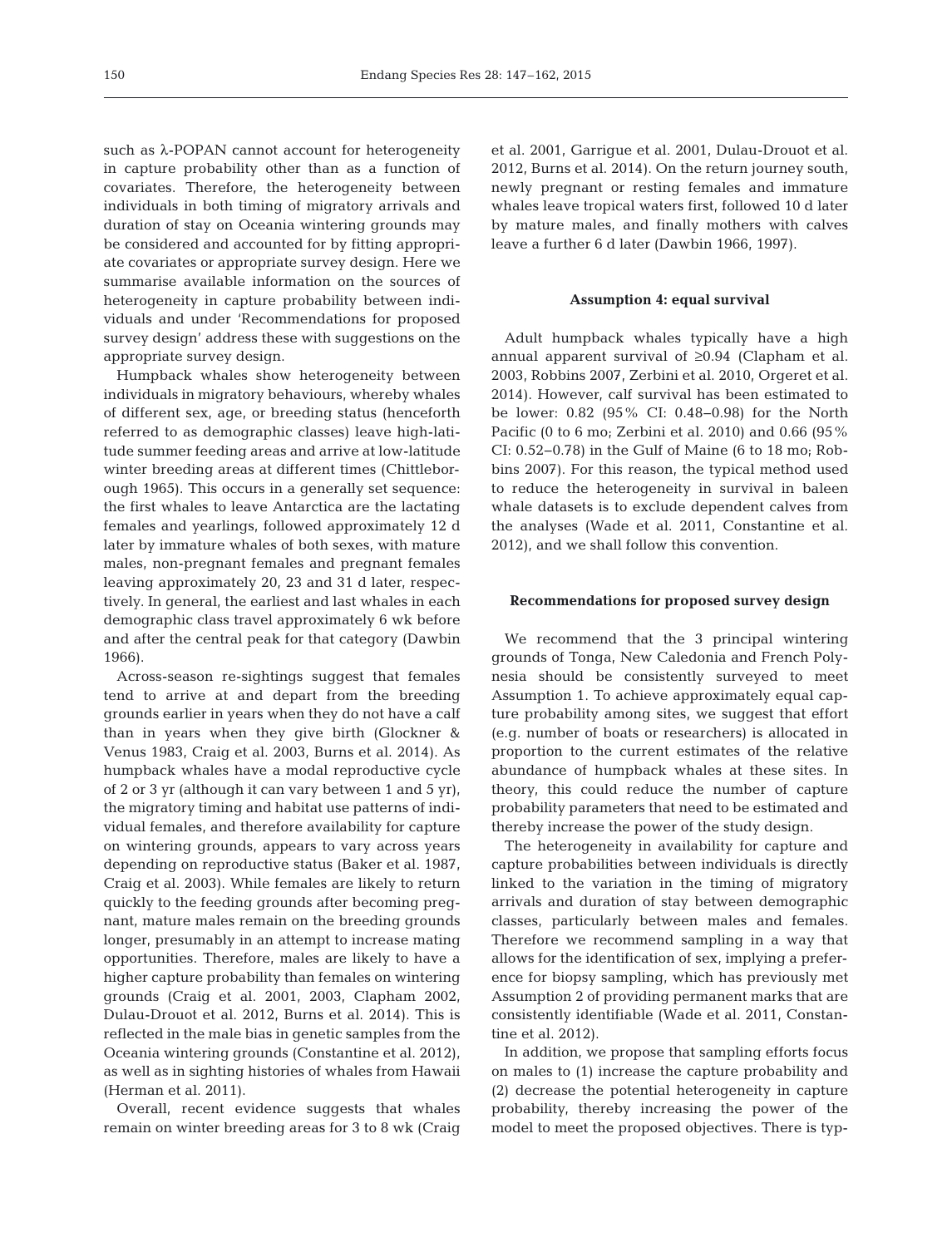such as λ-POPAN cannot account for heterogeneity in capture probability other than as a function of covariates. Therefore, the heterogeneity between individuals in both timing of migratory arrivals and duration of stay on Oceania wintering grounds may be considered and accounted for by fitting appropriate covariates or appropriate survey design. Here we summarise available information on the sources of heterogeneity in capture probability between individuals and under 'Recommendations for proposed survey design' address these with suggestions on the appropriate survey design.

Humpback whales show heterogeneity between individuals in migratory behaviours, whereby whales of different sex, age, or breeding status (henceforth referred to as demographic classes) leave high-latitude summer feeding areas and arrive at low-latitude winter breeding areas at different times (Chittleborough 1965). This occurs in a generally set sequence: the first whales to leave Antarctica are the lactating females and yearlings, followed approximately 12 d later by immature whales of both sexes, with mature males, non-pregnant females and pregnant females leaving approximately 20, 23 and 31 d later, respectively. In general, the earliest and last whales in each demographic class travel approximately 6 wk before and after the central peak for that category (Dawbin 1966).

Across-season re-sightings suggest that females tend to arrive at and depart from the breeding grounds earlier in years when they do not have a calf than in years when they give birth (Glockner & Venus 1983, Craig et al. 2003, Burns et al. 2014). As humpback whales have a modal reproductive cycle of 2 or 3 yr (although it can vary between 1 and 5 yr), the migratory timing and habitat use patterns of individual females, and therefore availability for capture on wintering grounds, appears to vary across years depending on reproductive status (Baker et al. 1987, Craig et al. 2003). While females are likely to return quickly to the feeding grounds after becoming pregnant, mature males remain on the breeding grounds longer, presumably in an attempt to increase mating opportunities. Therefore, males are likely to have a higher capture probability than females on wintering grounds (Craig et al. 2001, 2003, Clapham 2002, Dulau-Drouot et al. 2012, Burns et al. 2014). This is reflected in the male bias in genetic samples from the Oceania wintering grounds (Constantine et al. 2012), as well as in sighting histories of whales from Hawaii (Herman et al. 2011).

Overall, recent evidence suggests that whales remain on winter breeding areas for 3 to 8 wk (Craig et al. 2001, Garrigue et al. 2001, Dulau-Drouot et al. 2012, Burns et al. 2014). On the return journey south, newly pregnant or resting females and immature whales leave tropical waters first, followed 10 d later by mature males, and finally mothers with calves leave a further 6 d later (Dawbin 1966, 1997).

#### Assumption 4: equal survival

Adult humpback whales typically have a high annual apparent survival of ≥0.94 (Clapham et al. 2003, Robbins 2007, Zerbini et al. 2010, Orgeret et al. 2014). However, calf survival has been estimated to be lower: 0.82 (95% CI: 0.48–0.98) for the North Pacific (0 to 6 mo; Zerbini et al. 2010) and 0.66 (95% CI: 0.52–0.78) in the Gulf of Maine (6 to 18 mo; Robbins 2007). For this reason, the typical method used to reduce the heterogeneity in survival in baleen whale datasets is to exclude dependent calves from the analyses (Wade et al. 2011, Constantine et al. 2012), and we shall follow this convention.

### Recommendations for proposed survey design

We recommend that the 3 principal wintering grounds of Tonga, New Caledonia and French Polynesia should be consistently surveyed to meet Assumption 1. To achieve approximately equal capture probability among sites, we suggest that effort (e.g. number of boats or researchers) is allocated in proportion to the current estimates of the relative abundance of humpback whales at these sites. In theory, this could reduce the number of capture probability parameters that need to be estimated and thereby increase the power of the study design.

The heterogeneity in availability for capture and capture probabilities between individuals is directly linked to the variation in the timing of migratory arrivals and duration of stay between demographic classes, particularly between males and females. Therefore we recommend sampling in a way that allows for the identification of sex, implying a preference for biopsy sampling, which has previously met Assumption 2 of providing permanent marks that are consistently identifiable (Wade et al. 2011, Constantine et al. 2012).

In addition, we propose that sampling efforts focus on males to (1) increase the capture probability and (2) decrease the potential heterogeneity in capture probability, thereby increasing the power of the model to meet the proposed objectives. There is typ-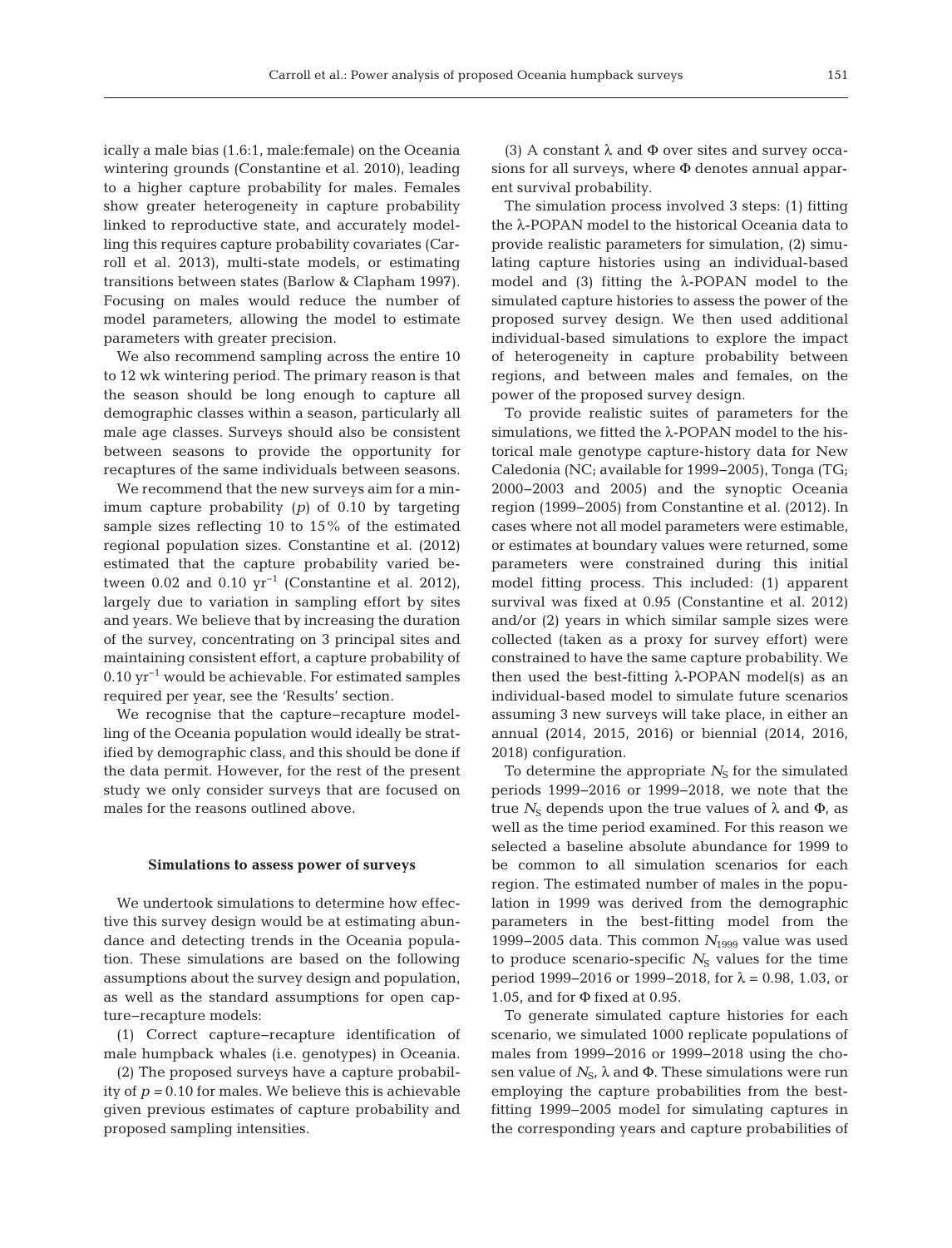ically a male bias (1.6:1, male:female) on the Oceania wintering grounds (Constantine et al. 2010), leading to a higher capture probability for males. Females show greater heterogeneity in capture probability linked to reproductive state, and accurately modelling this requires capture probability covariates (Carroll et al. 2013), multi-state models, or estimating transitions between states (Barlow & Clapham 1997). Focusing on males would reduce the number of model parameters, allowing the model to estimate parameters with greater precision.

We also recommend sampling across the entire 10 to 12 wk wintering period. The primary reason is that the season should be long enough to capture all demographic classes within a season, particularly all male age classes. Surveys should also be consistent between seasons to provide the opportunity for recaptures of the same individuals between seasons.

We recommend that the new surveys aim for a minimum capture probability (*p*) of 0.10 by targeting sample sizes reflecting 10 to 15% of the estimated regional population sizes. Constantine et al. (2012) estimated that the capture probability varied between 0.02 and 0.10 $yr^{-1}$ (Constantine et al. 2012), largely due to variation in sampling effort by sites and years. We believe that by increasing the duration of the survey, concentrating on 3 principal sites and maintaining consistent effort, a capture probability of 0.10 $yr^{-1}$ would be achievable. For estimated samples required per year, see the 'Results' section.

We recognise that the capture−recapture modelling of the Oceania population would ideally be stratified by demographic class, and this should be done if the data permit. However, for the rest of the present study we only consider surveys that are focused on males for the reasons outlined above.

### Simulations to assess power of surveys

We undertook simulations to determine how effective this survey design would be at estimating abundance and detecting trends in the Oceania population. These simulations are based on the following assumptions about the survey design and population, as well as the standard assumptions for open capture−recapture models:

(1) Correct capture−recapture identification of male humpback whales (i.e. genotypes) in Oceania.

(2) The proposed surveys have a capture probability of $p = 0.10$ for males. We believe this is achievable given previous estimates of capture probability and proposed sampling intensities.

(3) A constant λ and Φ over sites and survey occasions for all surveys, where Φ denotes annual apparent survival probability.

The simulation process involved 3 steps: (1) fitting the λ-POPAN model to the historical Oceania data to provide realistic parameters for simulation, (2) simulating capture histories using an individual-based model and (3) fitting the λ-POPAN model to the simulated capture histories to assess the power of the proposed survey design. We then used additional individual-based simulations to explore the impact of heterogeneity in capture probability between regions, and between males and females, on the power of the proposed survey design.

To provide realistic suites of parameters for the simulations, we fitted the λ-POPAN model to the historical male genotype capture-history data for New Caledonia (NC; available for 1999−2005), Tonga (TG; 2000−2003 and 2005) and the synoptic Oceania region (1999−2005) from Constantine et al. (2012). In cases where not all model parameters were estimable, or estimates at boundary values were returned, some parameters were constrained during this initial model fitting process. This included: (1) apparent survival was fixed at 0.95 (Constantine et al. 2012) and/or (2) years in which similar sample sizes were collected (taken as a proxy for survey effort) were constrained to have the same capture probability. We then used the best-fitting λ-POPAN model(s) as an individual-based model to simulate future scenarios assuming 3 new surveys will take place, in either an annual (2014, 2015, 2016) or biennial (2014, 2016, 2018) configuration.

To determine the appropriate $N_S$ for the simulated periods 1999−2016 or 1999−2018, we note that the true $N_S$ depends upon the true values of λ and Φ, as well as the time period examined. For this reason we selected a baseline absolute abundance for 1999 to be common to all simulation scenarios for each region. The estimated number of males in the population in 1999 was derived from the demographic parameters in the best-fitting model from the 1999−2005 data. This common $N_{1999}$ value was used to produce scenario-specific $N_S$ values for the time period 1999−2016 or 1999−2018, for λ = 0.98, 1.03, or 1.05, and for Φ fixed at 0.95.

To generate simulated capture histories for each scenario, we simulated 1000 replicate populations of males from 1999−2016 or 1999−2018 using the chosen value of $N_S$, λ and Φ. These simulations were run employing the capture probabilities from the best-fitting 1999−2005 model for simulating captures in the corresponding years and capture probabilities of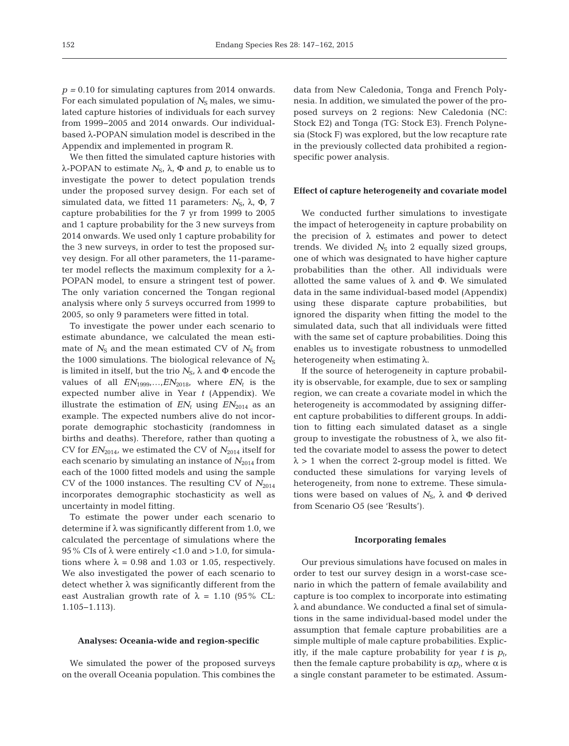$p = 0.10$ for simulating captures from 2014 onwards. For each simulated population of $N_S$ males, we simulated capture histories of individuals for each survey from 1999–2005 and 2014 onwards. Our individual-based λ-POPAN simulation model is described in the Appendix and implemented in program R.

We then fitted the simulated capture histories with λ-POPAN to estimate $N_S$, λ, Φ and $p$, to enable us to investigate the power to detect population trends under the proposed survey design. For each set of simulated data, we fitted 11 parameters: $N_S$, λ, Φ, 7 capture probabilities for the 7 yr from 1999 to 2005 and 1 capture probability for the 3 new surveys from 2014 onwards. We used only 1 capture probability for the 3 new surveys, in order to test the proposed survey design. For all other parameters, the 11-parameter model reflects the maximum complexity for a λ-POPAN model, to ensure a stringent test of power. The only variation concerned the Tongan regional analysis where only 5 surveys occurred from 1999 to 2005, so only 9 parameters were fitted in total.

To investigate the power under each scenario to estimate abundance, we calculated the mean estimate of $N_S$ and the mean estimated CV of $N_S$ from the 1000 simulations. The biological relevance of $N_S$ is limited in itself, but the trio $N_S$, λ and Φ encode the values of all $EN_{1999}$,...,$EN_{2018}$, where $EN_t$ is the expected number alive in Year $t$ (Appendix). We illustrate the estimation of $EN_t$ using $EN_{2014}$ as an example. The expected numbers alive do not incorporate demographic stochasticity (randomness in births and deaths). Therefore, rather than quoting a CV for $EN_{2014}$, we estimated the CV of $N_{2014}$ itself for each scenario by simulating an instance of $N_{2014}$ from each of the 1000 fitted models and using the sample CV of the 1000 instances. The resulting CV of $N_{2014}$ incorporates demographic stochasticity as well as uncertainty in model fitting.

To estimate the power under each scenario to determine if λ was significantly different from 1.0, we calculated the percentage of simulations where the 95% CIs of λ were entirely <1.0 and >1.0, for simulations where λ = 0.98 and 1.03 or 1.05, respectively. We also investigated the power of each scenario to detect whether λ was significantly different from the east Australian growth rate of λ = 1.10 (95% CL: 1.105–1.113).

### Analyses: Oceania-wide and region-specific

We simulated the power of the proposed surveys on the overall Oceania population. This combines the data from New Caledonia, Tonga and French Polynesia. In addition, we simulated the power of the proposed surveys on 2 regions: New Caledonia (NC: Stock E2) and Tonga (TG: Stock E3). French Polynesia (Stock F) was explored, but the low recapture rate in the previously collected data prohibited a region-specific power analysis.

### Effect of capture heterogeneity and covariate model

We conducted further simulations to investigate the impact of heterogeneity in capture probability on the precision of λ estimates and power to detect trends. We divided $N_S$ into 2 equally sized groups, one of which was designated to have higher capture probabilities than the other. All individuals were allotted the same values of λ and Φ. We simulated data in the same individual-based model (Appendix) using these disparate capture probabilities, but ignored the disparity when fitting the model to the simulated data, such that all individuals were fitted with the same set of capture probabilities. Doing this enables us to investigate robustness to unmodelled heterogeneity when estimating λ.

If the source of heterogeneity in capture probability is observable, for example, due to sex or sampling region, we can create a covariate model in which the heterogeneity is accommodated by assigning different capture probabilities to different groups. In addition to fitting each simulated dataset as a single group to investigate the robustness of λ, we also fitted the covariate model to assess the power to detect λ > 1 when the correct 2-group model is fitted. We conducted these simulations for varying levels of heterogeneity, from none to extreme. These simulations were based on values of $N_S$, λ and Φ derived from Scenario O5 (see 'Results').

### Incorporating females

Our previous simulations have focused on males in order to test our survey design in a worst-case scenario in which the pattern of female availability and capture is too complex to incorporate into estimating λ and abundance. We conducted a final set of simulations in the same individual-based model under the assumption that female capture probabilities are a simple multiple of male capture probabilities. Explicitly, if the male capture probability for year $t$ is $p_t$, then the female capture probability is $\alpha p_t$, where α is a single constant parameter to be estimated. Assum-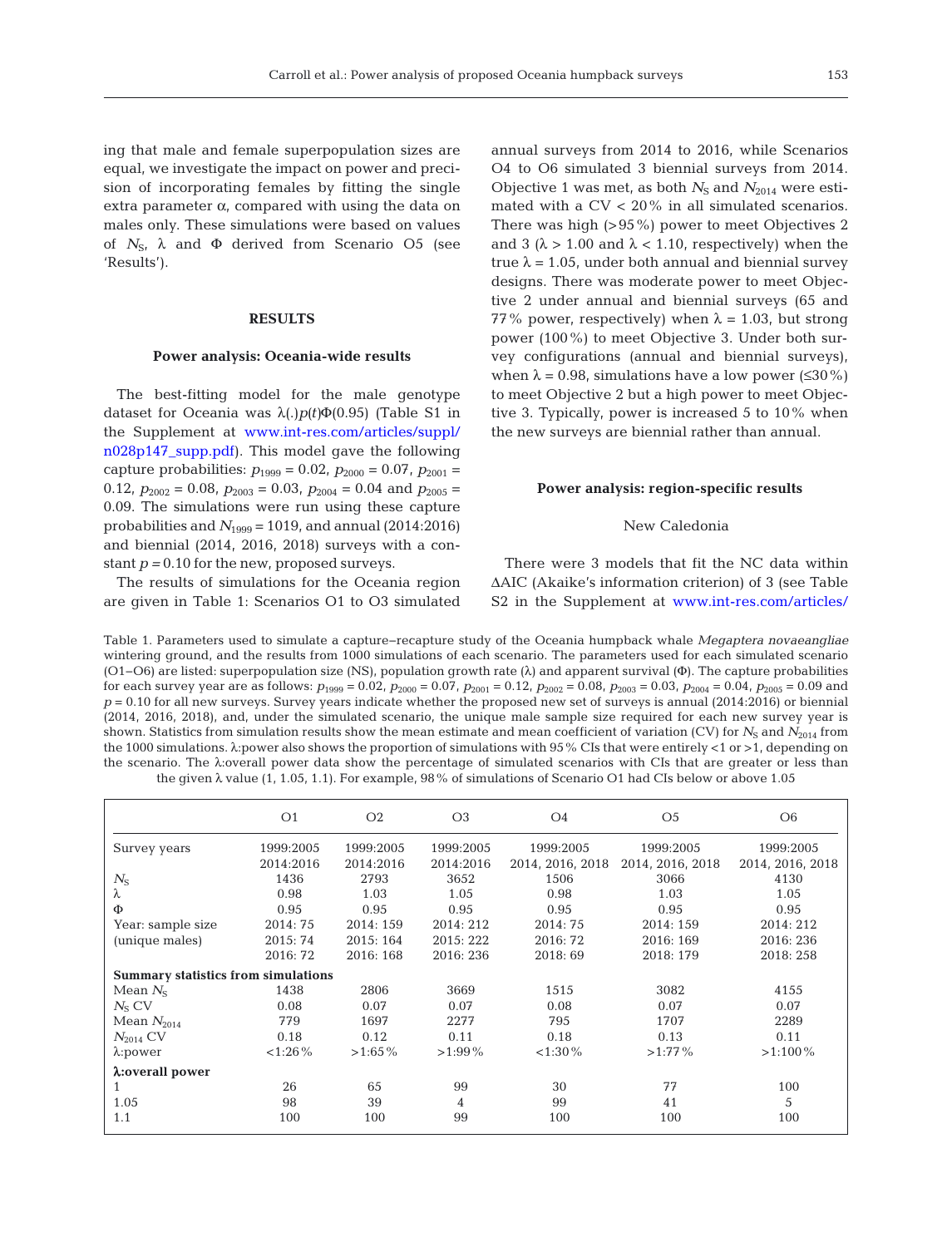ing that male and female superpopulation sizes are equal, we investigate the impact on power and precision of incorporating females by fitting the single extra parameter α, compared with using the data on males only. These simulations were based on values of $N_S$, λ and Φ derived from Scenario O5 (see 'Results').

## RESULTS

### Power analysis: Oceania-wide results

The best-fitting model for the male genotype dataset for Oceania was $\lambda(.)p(t)\Phi(0.95)$ (Table S1 in the Supplement at www.int-res.com/articles/suppl/n028p147_supp.pdf). This model gave the following capture probabilities: $p_{1999} = 0.02$, $p_{2000} = 0.07$, $p_{2001} = 0.12$, $p_{2002} = 0.08$, $p_{2003} = 0.03$, $p_{2004} = 0.04$ and $p_{2005} = 0.09$. The simulations were run using these capture probabilities and $N_{1999} = 1019$, and annual (2014:2016) and biennial (2014, 2016, 2018) surveys with a constant $p = 0.10$ for the new, proposed surveys.

The results of simulations for the Oceania region are given in Table 1: Scenarios O1 to O3 simulated annual surveys from 2014 to 2016, while Scenarios O4 to O6 simulated 3 biennial surveys from 2014. Objective 1 was met, as both $N_S$ and $N_{2014}$ were estimated with a CV < 20% in all simulated scenarios. There was high (>95%) power to meet Objectives 2 and 3 (λ > 1.00 and λ < 1.10, respectively) when the true λ = 1.05, under both annual and biennial survey designs. There was moderate power to meet Objective 2 under annual and biennial surveys (65 and 77% power, respectively) when λ = 1.03, but strong power (100%) to meet Objective 3. Under both survey configurations (annual and biennial surveys), when λ = 0.98, simulations have a low power (≤30%) to meet Objective 2 but a high power to meet Objective 3. Typically, power is increased 5 to 10% when the new surveys are biennial rather than annual.

### Power analysis: region-specific results

#### New Caledonia

There were 3 models that fit the NC data within ΔAIC (Akaike's information criterion) of 3 (see Table S2 in the Supplement at www.int-res.com/articles/

Table 1. Parameters used to simulate a capture–recapture study of the Oceania humpback whale *Megaptera novaeangliae* wintering ground, and the results from 1000 simulations of each scenario. The parameters used for each simulated scenario (O1–O6) are listed: superpopulation size (NS), population growth rate (λ) and apparent survival (Φ). The capture probabilities for each survey year are as follows: $p_{1999} = 0.02$, $p_{2000} = 0.07$, $p_{2001} = 0.12$, $p_{2002} = 0.08$, $p_{2003} = 0.03$, $p_{2004} = 0.04$, $p_{2005} = 0.09$ and $p = 0.10$ for all new surveys. Survey years indicate whether the proposed new set of surveys is annual (2014:2016) or biennial (2014, 2016, 2018), and, under the simulated scenario, the unique male sample size required for each new survey year is shown. Statistics from simulation results show the mean estimate and mean coefficient of variation (CV) for $N_S$ and $N_{2014}$ from the 1000 simulations. λ:power also shows the proportion of simulations with 95% CIs that were entirely <1 or >1, depending on the scenario. The λ:overall power data show the percentage of simulated scenarios with CIs that are greater or less than the given λ value (1, 1.05, 1.1). For example, 98% of simulations of Scenario O1 had CIs below or above 1.05

| | O1 | O2 | O3 | O4 | O5 | O6 |
|---|---|---|---|---|---|---|
| Survey years | 1999:2005<br>2014:2016 | 1999:2005<br>2014:2016 | 1999:2005<br>2014:2016 | 1999:2005<br>2014, 2016, 2018 | 1999:2005<br>2014, 2016, 2018 | 1999:2005<br>2014, 2016, 2018 |
| $N_S$ | 1436 | 2793 | 3652 | 1506 | 3066 | 4130 |
| λ | 0.98 | 1.03 | 1.05 | 0.98 | 1.03 | 1.05 |
| Φ | 0.95 | 0.95 | 0.95 | 0.95 | 0.95 | 0.95 |
| Year: sample size<br>(unique males) | 2014: 75<br>2015: 74<br>2016: 72 | 2014: 159<br>2015: 164<br>2016: 168 | 2014: 212<br>2015: 222<br>2016: 236 | 2014: 75<br>2016: 72<br>2018: 69 | 2014: 159<br>2016: 169<br>2018: 179 | 2014: 212<br>2016: 236<br>2018: 258 |
| **Summary statistics from simulations** | | | | | | |
| Mean $N_S$ | 1438 | 2806 | 3669 | 1515 | 3082 | 4155 |
| $N_S$ CV | 0.08 | 0.07 | 0.07 | 0.08 | 0.07 | 0.07 |
| Mean $N_{2014}$ | 779 | 1697 | 2277 | 795 | 1707 | 2289 |
| $N_{2014}$ CV | 0.18 | 0.12 | 0.11 | 0.18 | 0.13 | 0.11 |
| λ:power | <1:26% | >1:65% | >1:99% | <1:30% | >1:77% | >1:100% |
| **λ:overall power** | | | | | | |
| 1 | 26 | 65 | 99 | 30 | 77 | 100 |
| 1.05 | 98 | 39 | 4 | 99 | 41 | 5 |
| 1.1 | 100 | 100 | 99 | 100 | 100 | 100 |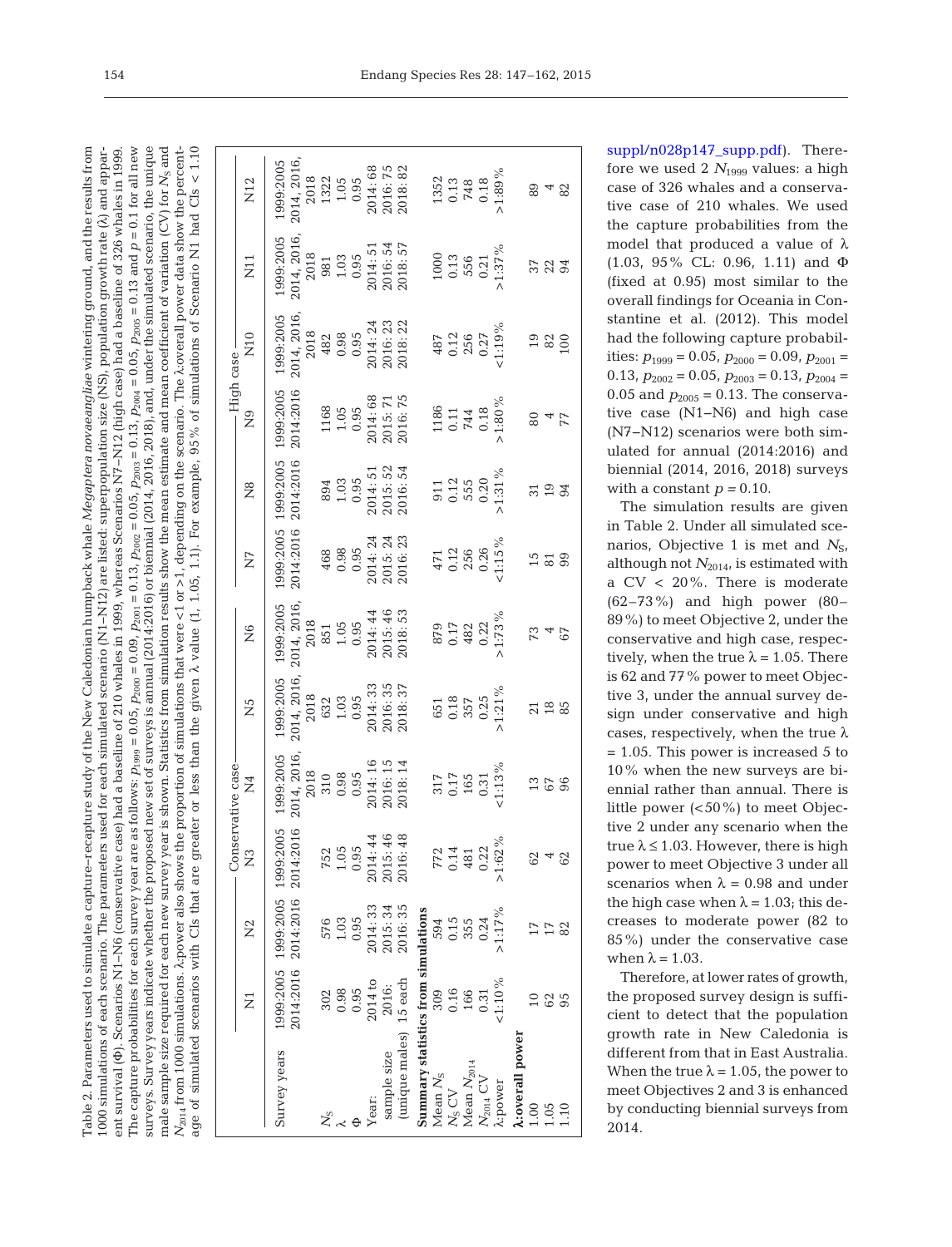Table 2. Parameters used to simulate a capture–recapture study of the New Caledonian humpback whale *Megaptera novaeangliae* wintering ground, and the results from 1000 simulations of each scenario. The parameters used for each simulated scenario (N1–N12) are listed: superpopulation size (NS), population growth rate (λ) and apparent survival (Φ). Scenarios N1–N6 (conservative case) had a baseline of 210 whales in 1999, whereas Scenarios N7–N12 (high case) had a baseline of 326 whales in 1999. The capture probabilities for each survey year are as follows: $p_{1999} = 0.05$, $p_{2000} = 0.09$, $p_{2001} = 0.13$, $p_{2002} = 0.05$, $p_{2003} = 0.13$, $p_{2004} = 0.05$, $p_{2005} = 0.13$ and $p = 0.1$ for all new surveys. Survey years indicate whether the proposed new set of surveys is annual (2014:2016) or biennial (2014, 2016, 2018), and, under the simulated scenario, the unique male sample size required for each new survey year is shown. Statistics from simulation results show the mean estimate and mean coefficient of variation (CV) for $N_S$ and $N_{2014}$ from 1000 simulations. λ:power also shows the proportion of simulations that were <1 or >1, depending on the scenario. The λ:overall power data show the percentage of simulated scenarios with CIs that are greater or less than the given λ value (1, 1.05, 1.1). For example, 95% of simulations of Scenario N1 had CIs < 1.10

| | Conservative case | | | | | | High case | | | | | |
|---|---|---|---|---|---|---|---|---|---|---|---|---|
| | N1 | N2 | N3 | N4 | N5 | N6 | N7 | N8 | N9 | N10 | N11 | N12 |
| Survey years | 1999:2005 2014:2016 | 1999:2005 2014:2016 | 1999:2005 2014:2016 | 1999:2005 2014, 2016, 2018 | 1999:2005 2014, 2016, 2018 | 1999:2005 2014, 2016, 2018 | 1999:2005 2014:2016 | 1999:2005 2014:2016 | 1999:2005 2014:2016 | 1999:2005 2014, 2016, 2018 | 1999:2005 2014, 2016, 2018 | 1999:2005 2014, 2016, 2018 |
| $N_S$ | 302 | 576 | 752 | 310 | 632 | 851 | 468 | 894 | 1168 | 482 | 981 | 1322 |
| λ | 0.98 | 1.03 | 1.05 | 0.98 | 1.03 | 1.05 | 0.98 | 1.03 | 1.05 | 0.98 | 1.03 | 1.05 |
| Φ | 0.95 | 0.95 | 0.95 | 0.95 | 0.95 | 0.95 | 0.95 | 0.95 | 0.95 | 0.95 | 0.95 | 0.95 |
| Year: sample size (unique males) | 2014 to 2016: 15 each | 2014: 33 2015: 34 2016: 35 | 2014: 44 2015: 46 2016: 48 | 2014: 16 2016: 15 2018: 14 | 2014: 33 2016: 35 2018: 37 | 2014: 44 2015: 46 2018: 53 | 2014: 24 2015: 24 2016: 23 | 2014: 51 2015: 52 2016: 54 | 2014: 68 2015: 71 2016: 75 | 2014: 24 2016: 23 2018: 22 | 2014: 51 2016: 54 2018: 57 | 2014: 68 2016: 75 2018: 82 |
| **Summary statistics from simulations** | | | | | | | | | | | | |
| Mean $N_S$ | 309 | 594 | 772 | 317 | 651 | 879 | 471 | 911 | 1186 | 487 | 1000 | 1352 |
| $N_S$ CV | 0.16 | 0.15 | 0.14 | 0.17 | 0.18 | 0.17 | 0.12 | 0.12 | 0.11 | 0.12 | 0.13 | 0.13 |
| Mean $N_{2014}$ | 166 | 355 | 481 | 165 | 357 | 482 | 256 | 555 | 744 | 256 | 556 | 748 |
| $N_{2014}$ CV | 0.31 | 0.24 | 0.22 | 0.31 | 0.25 | 0.22 | 0.26 | 0.20 | 0.18 | 0.27 | 0.21 | 0.18 |
| λ:power | <1:10% | >1:17% | >1:62% | <1:13% | >1:21% | >1:73% | <1:15% | >1:31% | >1:80% | <1:19% | >1:37% | >1:89% |
| **λ:overall power** | | | | | | | | | | | | |
| 1.00 | 10 | 17 | 62 | 13 | 21 | 73 | 15 | 31 | 80 | 19 | 37 | 89 |
| 1.05 | 62 | 17 | 4 | 67 | 18 | 4 | 81 | 19 | 4 | 82 | 22 | 4 |
| 1.10 | 95 | 82 | 62 | 96 | 85 | 67 | 99 | 94 | 77 | 100 | 94 | 82 |

suppl/n028p147_supp.pdf). Therefore we used 2 $N_{1999}$ values: a high case of 326 whales and a conservative case of 210 whales. We used the capture probabilities from the model that produced a value of λ (1.03, 95% CL: 0.96, 1.11) and Φ (fixed at 0.95) most similar to the overall findings for Oceania in Constantine et al. (2012). This model had the following capture probabilities: $p_{1999} = 0.05$, $p_{2000} = 0.09$, $p_{2001} = 0.13$, $p_{2002} = 0.05$, $p_{2003} = 0.13$, $p_{2004} = 0.05$ and $p_{2005} = 0.13$. The conservative case (N1–N6) and high case (N7–N12) scenarios were both simulated for annual (2014:2016) and biennial (2014, 2016, 2018) surveys with a constant $p = 0.10$.

The simulation results are given in Table 2. Under all simulated scenarios, Objective 1 is met and $N_S$, although not $N_{2014}$, is estimated with a CV < 20%. There is moderate (62–73%) and high power (80–89%) to meet Objective 2, under the conservative and high case, respectively, when the true λ = 1.05. There is 62 and 77% power to meet Objective 3, under the annual survey design under conservative and high cases, respectively, when the true λ = 1.05. This power is increased 5 to 10% when the new surveys are biennial rather than annual. There is little power (<50%) to meet Objective 2 under any scenario when the true λ ≤ 1.03. However, there is high power to meet Objective 3 under all scenarios when λ = 0.98 and under the high case when λ = 1.03; this decreases to moderate power (82 to 85%) under the conservative case when λ = 1.03.

Therefore, at lower rates of growth, the proposed survey design is sufficient to detect that the population growth rate in New Caledonia is different from that in East Australia. When the true λ = 1.05, the power to meet Objectives 2 and 3 is enhanced by conducting biennial surveys from 2014.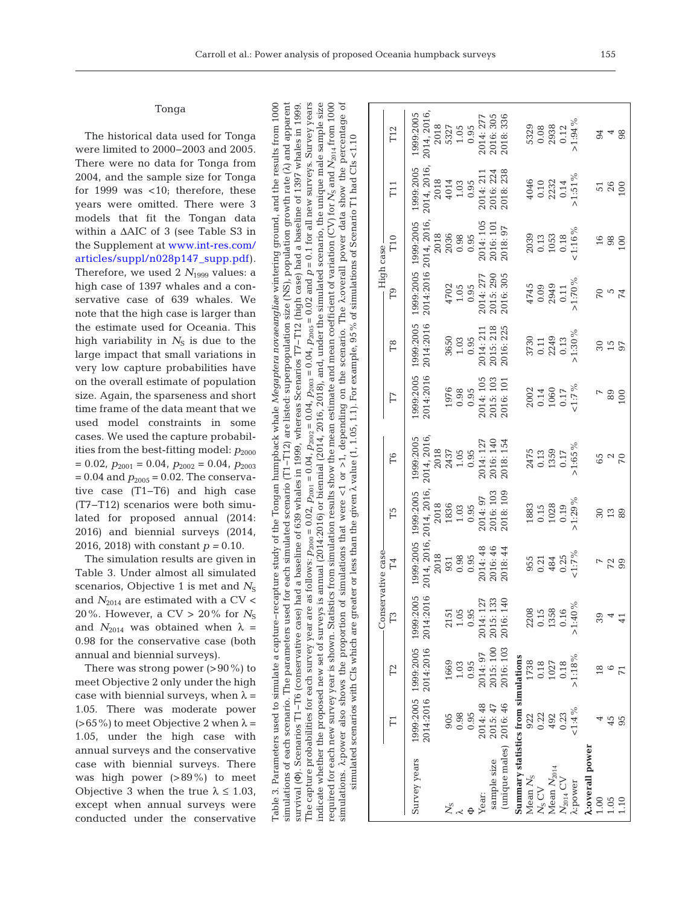## Tonga

The historical data used for Tonga were limited to 2000–2003 and 2005. There were no data for Tonga from 2004, and the sample size for Tonga for 1999 was <10; therefore, these years were omitted. There were 3 models that fit the Tongan data within a ΔAIC of 3 (see Table S3 in the Supplement at www.int-res.com/articles/suppl/n028p147_supp.pdf). Therefore, we used 2 $N_{1999}$ values: a high case of 1397 whales and a conservative case of 639 whales. We note that the high case is larger than the estimate used for Oceania. This high variability in $N_S$ is due to the large impact that small variations in very low capture probabilities have on the overall estimate of population size. Again, the sparseness and short time frame of the data meant that we used model constraints in some cases. We used the capture probabilities from the best-fitting model: $p_{2000} = 0.02$, $p_{2001} = 0.04$, $p_{2002} = 0.04$, $p_{2003} = 0.04$ and $p_{2005} = 0.02$. The conservative case (T1–T6) and high case (T7–T12) scenarios were both simulated for proposed annual (2014:2016) and biennial surveys (2014, 2016, 2018) with constant $p = 0.10$.

The simulation results are given in Table 3. Under almost all simulated scenarios, Objective 1 is met and $N_S$ and $N_{2014}$ are estimated with a CV < 20%. However, a CV > 20% for $N_S$ and $N_{2014}$ was obtained when $\lambda$ = 0.98 for the conservative case (both annual and biennial surveys).

There was strong power (>90%) to meet Objective 2 only under the high case with biennial surveys, when $\lambda$ = 1.05. There was moderate power (>65%) to meet Objective 2 when $\lambda$ = 1.05, under the high case with annual surveys and the conservative case with biennial surveys. There was high power (>89%) to meet Objective 3 when the true $\lambda \leq 1.03$, except when annual surveys were conducted under the conservative

Table 3. Parameters used to simulate a capture–recapture study of the Tongan humpback whale *Megaptera novaeangliae* wintering ground, and the results from 1000 simulations of each scenario. The parameters used for each simulated scenario (T1–T12) are listed: superpopulation size (NS), population growth rate ($\lambda$) and apparent survival ($\Phi$). Scenarios T1–T6 (conservative case) had a baseline of 639 whales in 1999, whereas Scenarios T7–T12 (high case) had a baseline of 1397 whales in 1999. The capture probabilities for each survey year are as follows: $p_{2000} = 0.02$, $p_{2001} = 0.04$, $p_{2002} = 0.04$, $p_{2003} = 0.04$, $p_{2005} = 0.02$ and $p = 0.1$ for all new surveys. Survey years indicate whether the proposed new set of surveys is annual (2014:2016) or biennial (2014, 2016, 2018), and, under the simulated scenario, the unique male sample size required for each new survey year is shown. Statistics from simulation results show the mean estimate and mean coefficient of variation (CV) for $N_S$ and $N_{2014}$ from 1000 simulations. $\lambda$:power also shows the proportion of simulations that were <1 or >1, depending on the scenario. The $\lambda$:overall power data show the percentage of simulated scenarios with CIs which are greater or less than the given $\lambda$ value (1, 1.05, 1.1). For example, 95% of simulations of Scenario T1 had CIs <1.10

| | Conservative case | | | | | | High case | | | | | |
|---|---|---|---|---|---|---|---|---|---|---|---|---|
| | T1 | T2 | T3 | T4 | T5 | T6 | T7 | T8 | T9 | T10 | T11 | T12 |
| Survey years | 1999:2005 2014:2016 | 1999:2005 2014:2016 | 1999:2005 2014:2016 | 1999:2005 2014, 2016, 2018 | 1999:2005 2014, 2016, 2018 | 1999:2005 2014, 2016, 2018 | 1999:2005 2014:2016 | 1999:2005 2014:2016 | 1999:2005 2014:2016 | 1999:2005 2014, 2016, 2018 | 1999:2005 2014, 2016, 2018 | 1999:2005 2014, 2016, 2018 |
| $N_S$ | 905 | 1669 | 2151 | 931 | 1836 | 2437 | 1976 | 3650 | 4702 | 2036 | 4014 | 5327 |
| $\lambda$ | 0.98 | 1.03 | 1.05 | 0.98 | 1.03 | 1.05 | 0.98 | 1.03 | 1.05 | 0.98 | 1.03 | 1.05 |
| $\Phi$ | 0.95 | 0.95 | 0.95 | 0.95 | 0.95 | 0.95 | 0.95 | 0.95 | 0.95 | 0.95 | 0.95 | 0.95 |
| Year: sample size (unique males) | 2014: 48 2015: 47 2016: 46 | 2014: 97 2015: 100 2016: 103 | 2014: 127 2015: 133 2016: 140 | 2014: 48 2016: 46 2018: 44 | 2014: 97 2016: 103 2018: 109 | 2014: 127 2016: 140 2018: 154 | 2014: 105 2015: 103 2016: 101 | 2014: 211 2015: 218 2016: 225 | 2014: 277 2015: 290 2016: 305 | 2014: 105 2016: 101 2018: 97 | 2014: 211 2016: 224 2018: 238 | 2014: 277 2016: 305 2018: 336 |
| **Summary statistics from simulations** | | | | | | | | | | | | |
| Mean $N_S$ | 922 | 1738 | 2208 | 955 | 1883 | 2475 | 2002 | 3730 | 4745 | 2039 | 4046 | 5329 |
| $N_S$ CV | 0.22 | 0.18 | 0.15 | 0.21 | 0.15 | 0.13 | 0.14 | 0.11 | 0.09 | 0.13 | 0.10 | 0.08 |
| Mean $N_{2014}$ | 492 | 1027 | 1358 | 484 | 1028 | 1359 | 1060 | 2249 | 2949 | 1053 | 2232 | 2938 |
| $N_{2014}$ CV | 0.23 | 0.18 | 0.16 | 0.25 | 0.19 | 0.17 | 0.17 | 0.13 | 0.11 | 0.18 | 0.14 | 0.12 |
| $\lambda$:power | <1:4% | >1:18% | >1:40% | <1:7% | >1:29% | >1:65% | <1:7% | >1:30% | >1:70% | <1:16% | >1:51% | >1:94% |
| **$\lambda$:overall power** | | | | | | | | | | | | |
| 1.00 | 4 | 18 | 39 | 7 | 30 | 65 | 7 | 30 | 70 | 16 | 51 | 94 |
| 1.05 | 45 | 6 | 4 | 72 | 13 | 2 | 89 | 15 | 5 | 98 | 26 | 4 |
| 1.10 | 95 | 71 | 41 | 99 | 89 | 70 | 100 | 97 | 74 | 100 | 100 | 98 |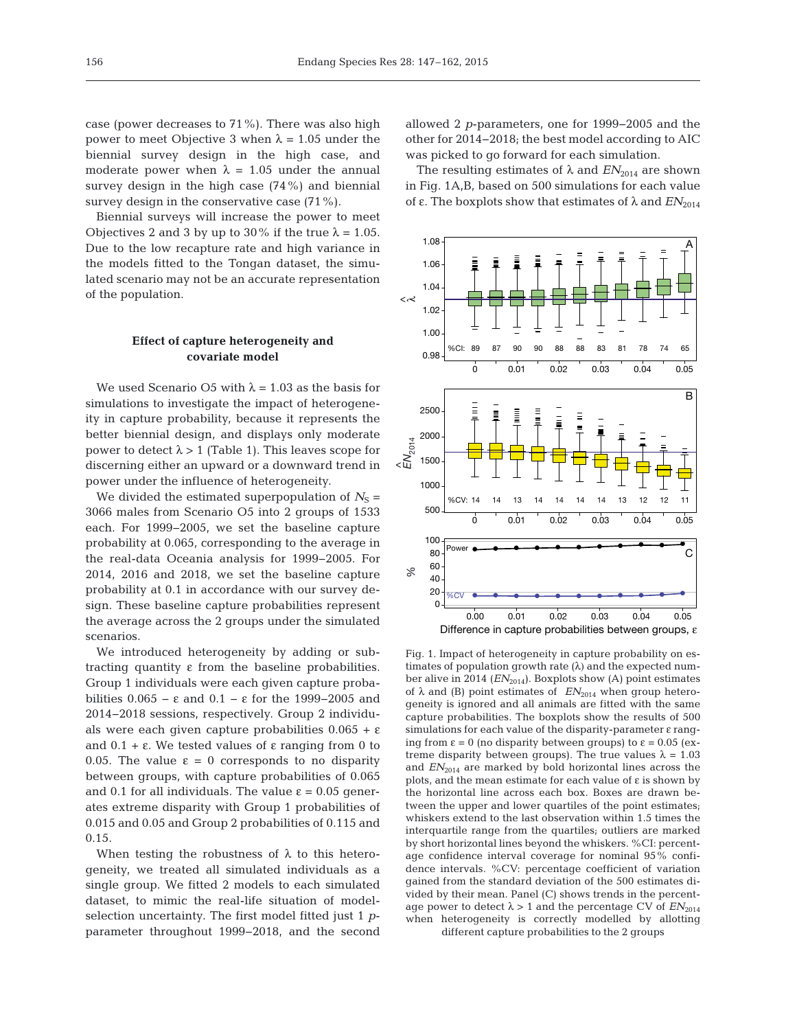case (power decreases to 71%). There was also high power to meet Objective 3 when $\lambda = 1.05$ under the biennial survey design in the high case, and moderate power when $\lambda = 1.05$ under the annual survey design in the high case (74%) and biennial survey design in the conservative case (71%).

Biennial surveys will increase the power to meet Objectives 2 and 3 by up to 30% if the true $\lambda = 1.05$. Due to the low recapture rate and high variance in the models fitted to the Tongan dataset, the simulated scenario may not be an accurate representation of the population.

### Effect of capture heterogeneity and covariate model

We used Scenario O5 with $\lambda = 1.03$ as the basis for simulations to investigate the impact of heterogeneity in capture probability, because it represents the better biennial design, and displays only moderate power to detect $\lambda > 1$ (Table 1). This leaves scope for discerning either an upward or a downward trend in power under the influence of heterogeneity.

We divided the estimated superpopulation of $N_S$ = 3066 males from Scenario O5 into 2 groups of 1533 each. For 1999–2005, we set the baseline capture probability at 0.065, corresponding to the average in the real-data Oceania analysis for 1999–2005. For 2014, 2016 and 2018, we set the baseline capture probability at 0.1 in accordance with our survey design. These baseline capture probabilities represent the average across the 2 groups under the simulated scenarios.

We introduced heterogeneity by adding or subtracting quantity $\varepsilon$ from the baseline probabilities. Group 1 individuals were each given capture probabilities $0.065 - \varepsilon$ and $0.1 - \varepsilon$ for the 1999–2005 and 2014–2018 sessions, respectively. Group 2 individuals were each given capture probabilities $0.065 + \varepsilon$ and $0.1 + \varepsilon$. We tested values of $\varepsilon$ ranging from 0 to 0.05. The value $\varepsilon = 0$ corresponds to no disparity between groups, with capture probabilities of 0.065 and 0.1 for all individuals. The value $\varepsilon = 0.05$ generates extreme disparity with Group 1 probabilities of 0.015 and 0.05 and Group 2 probabilities of 0.115 and 0.15.

When testing the robustness of $\lambda$ to this heterogeneity, we treated all simulated individuals as a single group. We fitted 2 models to each simulated dataset, to mimic the real-life situation of model-selection uncertainty. The first model fitted just 1 $p$-parameter throughout 1999–2018, and the second allowed 2 $p$-parameters, one for 1999–2005 and the other for 2014–2018; the best model according to AIC was picked to go forward for each simulation.

The resulting estimates of $\lambda$ and $EN_{2014}$ are shown in Fig. 1A,B, based on 500 simulations for each value of $\varepsilon$. The boxplots show that estimates of $\lambda$ and $EN_{2014}$

Fig. 1. Impact of heterogeneity in capture probability on estimates of population growth rate ($\lambda$) and the expected number alive in 2014 ($EN_{2014}$). Boxplots show (A) point estimates of $\lambda$ and (B) point estimates of $EN_{2014}$ when group heterogeneity is ignored and all animals are fitted with the same capture probabilities. The boxplots show the results of 500 simulations for each value of the disparity-parameter $\varepsilon$ ranging from $\varepsilon = 0$ (no disparity between groups) to $\varepsilon = 0.05$ (extreme disparity between groups). The true values $\lambda = 1.03$ and $EN_{2014}$ are marked by bold horizontal lines across the plots, and the mean estimate for each value of $\varepsilon$ is shown by the horizontal line across each box. Boxes are drawn between the upper and lower quartiles of the point estimates; whiskers extend to the last observation within 1.5 times the interquartile range from the quartiles; outliers are marked by short horizontal lines beyond the whiskers. %CI: percentage confidence interval coverage for nominal 95% confidence intervals. %CV: percentage coefficient of variation gained from the standard deviation of the 500 estimates divided by their mean. Panel (C) shows trends in the percentage power to detect $\lambda > 1$ and the percentage CV of $EN_{2014}$ when heterogeneity is correctly modelled by allotting different capture probabilities to the 2 groups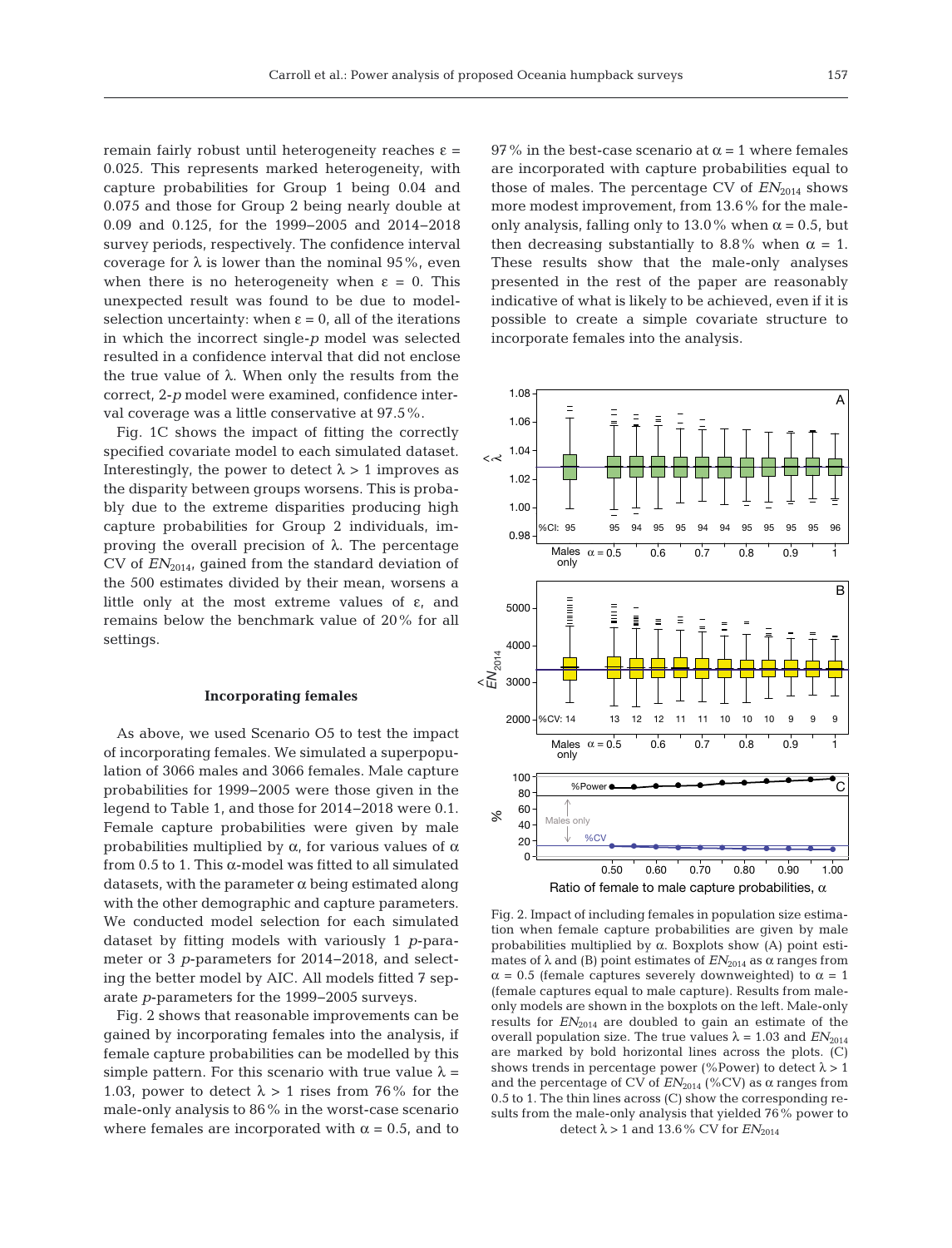remain fairly robust until heterogeneity reaches $\varepsilon = 0.025$. This represents marked heterogeneity, with capture probabilities for Group 1 being 0.04 and 0.075 and those for Group 2 being nearly double at 0.09 and 0.125, for the 1999–2005 and 2014–2018 survey periods, respectively. The confidence interval coverage for $\lambda$ is lower than the nominal 95%, even when there is no heterogeneity when $\varepsilon = 0$. This unexpected result was found to be due to model-selection uncertainty: when $\varepsilon = 0$, all of the iterations in which the incorrect single-*p* model was selected resulted in a confidence interval that did not enclose the true value of $\lambda$. When only the results from the correct, 2-*p* model were examined, confidence interval coverage was a little conservative at 97.5%.

Fig. 1C shows the impact of fitting the correctly specified covariate model to each simulated dataset. Interestingly, the power to detect $\lambda > 1$ improves as the disparity between groups worsens. This is probably due to the extreme disparities producing high capture probabilities for Group 2 individuals, improving the overall precision of $\lambda$. The percentage CV of $EN_{2014}$, gained from the standard deviation of the 500 estimates divided by their mean, worsens a little only at the most extreme values of $\varepsilon$, and remains below the benchmark value of 20% for all settings.

### Incorporating females

As above, we used Scenario O5 to test the impact of incorporating females. We simulated a superpopulation of 3066 males and 3066 females. Male capture probabilities for 1999–2005 were those given in the legend to Table 1, and those for 2014–2018 were 0.1. Female capture probabilities were given by male probabilities multiplied by $\alpha$, for various values of $\alpha$ from 0.5 to 1. This $\alpha$-model was fitted to all simulated datasets, with the parameter $\alpha$ being estimated along with the other demographic and capture parameters. We conducted model selection for each simulated dataset by fitting models with variously 1 *p*-parameter or 3 *p*-parameters for 2014–2018, and selecting the better model by AIC. All models fitted 7 separate *p*-parameters for the 1999–2005 surveys.

Fig. 2 shows that reasonable improvements can be gained by incorporating females into the analysis, if female capture probabilities can be modelled by this simple pattern. For this scenario with true value $\lambda = 1.03$, power to detect $\lambda > 1$ rises from 76% for the male-only analysis to 86% in the worst-case scenario where females are incorporated with $\alpha = 0.5$, and to 97% in the best-case scenario at $\alpha = 1$ where females are incorporated with capture probabilities equal to those of males. The percentage CV of $EN_{2014}$ shows more modest improvement, from 13.6% for the male-only analysis, falling only to 13.0% when $\alpha = 0.5$, but then decreasing substantially to 8.8% when $\alpha = 1$. These results show that the male-only analyses presented in the rest of the paper are reasonably indicative of what is likely to be achieved, even if it is possible to create a simple covariate structure to incorporate females into the analysis.

Fig. 2. Impact of including females in population size estimation when female capture probabilities are given by male probabilities multiplied by $\alpha$. Boxplots show (A) point estimates of $\lambda$ and (B) point estimates of $EN_{2014}$ as $\alpha$ ranges from $\alpha = 0.5$ (female captures severely downweighted) to $\alpha = 1$ (female captures equal to male capture). Results from male-only models are shown in the boxplots on the left. Male-only results for $EN_{2014}$ are doubled to gain an estimate of the overall population size. The true values $\lambda = 1.03$ and $EN_{2014}$ are marked by bold horizontal lines across the plots. (C) shows trends in percentage power (%Power) to detect $\lambda > 1$ and the percentage of CV of $EN_{2014}$ (%CV) as $\alpha$ ranges from 0.5 to 1. The thin lines across (C) show the corresponding results from the male-only analysis that yielded 76% power to detect $\lambda > 1$ and 13.6% CV for $EN_{2014}$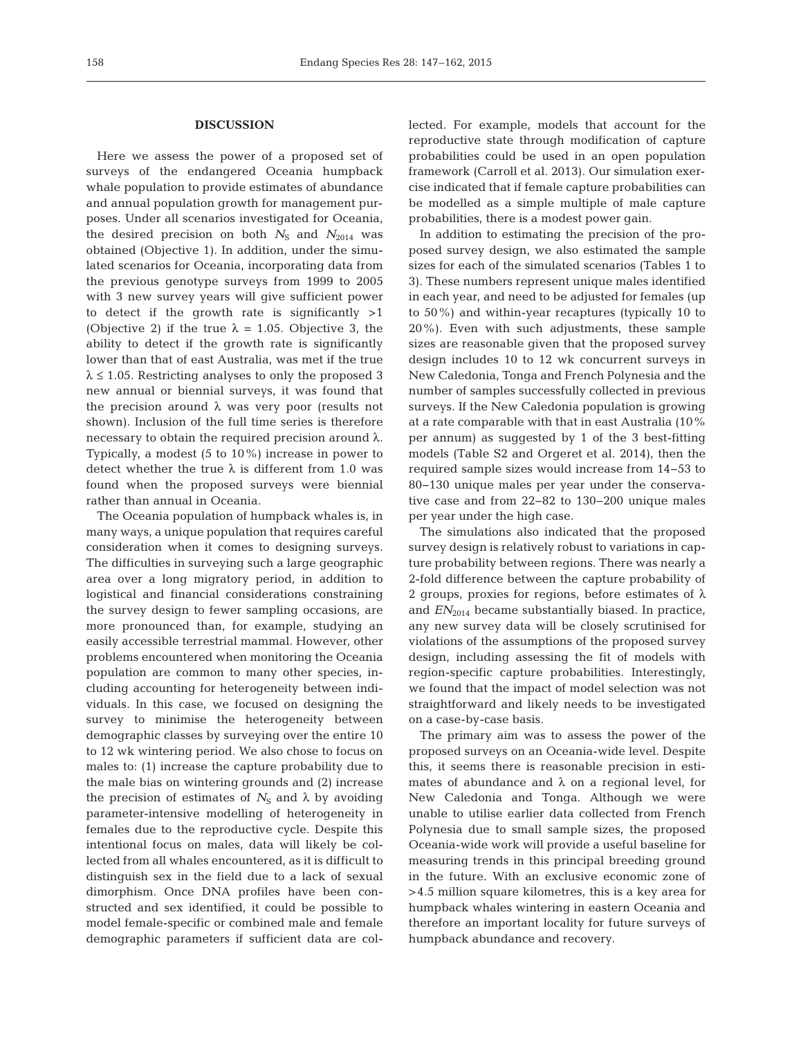## DISCUSSION

Here we assess the power of a proposed set of surveys of the endangered Oceania humpback whale population to provide estimates of abundance and annual population growth for management purposes. Under all scenarios investigated for Oceania, the desired precision on both $N_S$ and $N_{2014}$ was obtained (Objective 1). In addition, under the simulated scenarios for Oceania, incorporating data from the previous genotype surveys from 1999 to 2005 with 3 new survey years will give sufficient power to detect if the growth rate is significantly >1 (Objective 2) if the true $\lambda = 1.05$. Objective 3, the ability to detect if the growth rate is significantly lower than that of east Australia, was met if the true $\lambda \leq 1.05$. Restricting analyses to only the proposed 3 new annual or biennial surveys, it was found that the precision around $\lambda$ was very poor (results not shown). Inclusion of the full time series is therefore necessary to obtain the required precision around $\lambda$. Typically, a modest (5 to 10%) increase in power to detect whether the true $\lambda$ is different from 1.0 was found when the proposed surveys were biennial rather than annual in Oceania.

The Oceania population of humpback whales is, in many ways, a unique population that requires careful consideration when it comes to designing surveys. The difficulties in surveying such a large geographic area over a long migratory period, in addition to logistical and financial considerations constraining the survey design to fewer sampling occasions, are more pronounced than, for example, studying an easily accessible terrestrial mammal. However, other problems encountered when monitoring the Oceania population are common to many other species, including accounting for heterogeneity between individuals. In this case, we focused on designing the survey to minimise the heterogeneity between demographic classes by surveying over the entire 10 to 12 wk wintering period. We also chose to focus on males to: (1) increase the capture probability due to the male bias on wintering grounds and (2) increase the precision of estimates of $N_S$ and $\lambda$ by avoiding parameter-intensive modelling of heterogeneity in females due to the reproductive cycle. Despite this intentional focus on males, data will likely be collected from all whales encountered, as it is difficult to distinguish sex in the field due to a lack of sexual dimorphism. Once DNA profiles have been constructed and sex identified, it could be possible to model female-specific or combined male and female demographic parameters if sufficient data are collected. For example, models that account for the reproductive state through modification of capture probabilities could be used in an open population framework (Carroll et al. 2013). Our simulation exercise indicated that if female capture probabilities can be modelled as a simple multiple of male capture probabilities, there is a modest power gain.

In addition to estimating the precision of the proposed survey design, we also estimated the sample sizes for each of the simulated scenarios (Tables 1 to 3). These numbers represent unique males identified in each year, and need to be adjusted for females (up to 50%) and within-year recaptures (typically 10 to 20%). Even with such adjustments, these sample sizes are reasonable given that the proposed survey design includes 10 to 12 wk concurrent surveys in New Caledonia, Tonga and French Polynesia and the number of samples successfully collected in previous surveys. If the New Caledonia population is growing at a rate comparable with that in east Australia (10% per annum) as suggested by 1 of the 3 best-fitting models (Table S2 and Orgeret et al. 2014), then the required sample sizes would increase from 14–53 to 80–130 unique males per year under the conservative case and from 22–82 to 130–200 unique males per year under the high case.

The simulations also indicated that the proposed survey design is relatively robust to variations in capture probability between regions. There was nearly a 2-fold difference between the capture probability of 2 groups, proxies for regions, before estimates of $\lambda$ and $EN_{2014}$ became substantially biased. In practice, any new survey data will be closely scrutinised for violations of the assumptions of the proposed survey design, including assessing the fit of models with region-specific capture probabilities. Interestingly, we found that the impact of model selection was not straightforward and likely needs to be investigated on a case-by-case basis.

The primary aim was to assess the power of the proposed surveys on an Oceania-wide level. Despite this, it seems there is reasonable precision in estimates of abundance and $\lambda$ on a regional level, for New Caledonia and Tonga. Although we were unable to utilise earlier data collected from French Polynesia due to small sample sizes, the proposed Oceania-wide work will provide a useful baseline for measuring trends in this principal breeding ground in the future. With an exclusive economic zone of >4.5 million square kilometres, this is a key area for humpback whales wintering in eastern Oceania and therefore an important locality for future surveys of humpback abundance and recovery.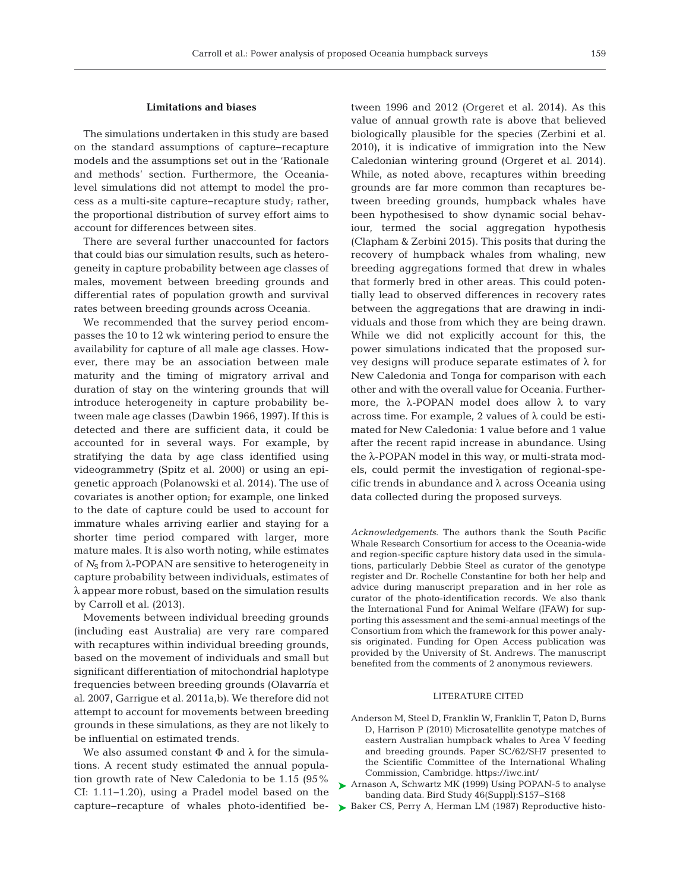### Limitations and biases

The simulations undertaken in this study are based on the standard assumptions of capture–recapture models and the assumptions set out in the 'Rationale and methods' section. Furthermore, the Oceania-level simulations did not attempt to model the process as a multi-site capture–recapture study; rather, the proportional distribution of survey effort aims to account for differences between sites.

There are several further unaccounted for factors that could bias our simulation results, such as heterogeneity in capture probability between age classes of males, movement between breeding grounds and differential rates of population growth and survival rates between breeding grounds across Oceania.

We recommended that the survey period encompasses the 10 to 12 wk wintering period to ensure the availability for capture of all male age classes. However, there may be an association between male maturity and the timing of migratory arrival and duration of stay on the wintering grounds that will introduce heterogeneity in capture probability between male age classes (Dawbin 1966, 1997). If this is detected and there are sufficient data, it could be accounted for in several ways. For example, by stratifying the data by age class identified using videogrammetry (Spitz et al. 2000) or using an epigenetic approach (Polanowski et al. 2014). The use of covariates is another option; for example, one linked to the date of capture could be used to account for immature whales arriving earlier and staying for a shorter time period compared with larger, more mature males. It is also worth noting, while estimates of $N_S$ from λ-POPAN are sensitive to heterogeneity in capture probability between individuals, estimates of λ appear more robust, based on the simulation results by Carroll et al. (2013).

Movements between individual breeding grounds (including east Australia) are very rare compared with recaptures within individual breeding grounds, based on the movement of individuals and small but significant differentiation of mitochondrial haplotype frequencies between breeding grounds (Olavarría et al. 2007, Garrigue et al. 2011a,b). We therefore did not attempt to account for movements between breeding grounds in these simulations, as they are not likely to be influential on estimated trends.

We also assumed constant Φ and λ for the simulations. A recent study estimated the annual population growth rate of New Caledonia to be 1.15 (95% CI: 1.11–1.20), using a Pradel model based on the capture–recapture of whales photo-identified between 1996 and 2012 (Orgeret et al. 2014). As this value of annual growth rate is above that believed biologically plausible for the species (Zerbini et al. 2010), it is indicative of immigration into the New Caledonian wintering ground (Orgeret et al. 2014). While, as noted above, recaptures within breeding grounds are far more common than recaptures between breeding grounds, humpback whales have been hypothesised to show dynamic social behaviour, termed the social aggregation hypothesis (Clapham & Zerbini 2015). This posits that during the recovery of humpback whales from whaling, new breeding aggregations formed that drew in whales that formerly bred in other areas. This could potentially lead to observed differences in recovery rates between the aggregations that are drawing in individuals and those from which they are being drawn. While we did not explicitly account for this, the power simulations indicated that the proposed survey designs will produce separate estimates of λ for New Caledonia and Tonga for comparison with each other and with the overall value for Oceania. Furthermore, the λ-POPAN model does allow λ to vary across time. For example, 2 values of λ could be estimated for New Caledonia: 1 value before and 1 value after the recent rapid increase in abundance. Using the λ-POPAN model in this way, or multi-strata models, could permit the investigation of regional-specific trends in abundance and λ across Oceania using data collected during the proposed surveys.

*Acknowledgements*. The authors thank the South Pacific Whale Research Consortium for access to the Oceania-wide and region-specific capture history data used in the simulations, particularly Debbie Steel as curator of the genotype register and Dr. Rochelle Constantine for both her help and advice during manuscript preparation and in her role as curator of the photo-identification records. We also thank the International Fund for Animal Welfare (IFAW) for supporting this assessment and the semi-annual meetings of the Consortium from which the framework for this power analysis originated. Funding for Open Access publication was provided by the University of St. Andrews. The manuscript benefited from the comments of 2 anonymous reviewers.

## LITERATURE CITED

- Anderson M, Steel D, Franklin W, Franklin T, Paton D, Burns D, Harrison P (2010) Microsatellite genotype matches of eastern Australian humpback whales to Area V feeding and breeding grounds. Paper SC/62/SH7 presented to the Scientific Committee of the International Whaling Commission, Cambridge. https://iwc.int/
- Arnason A, Schwartz MK (1999) Using POPAN-5 to analyse banding data. Bird Study 46(Suppl):S157–S168
- Baker CS, Perry A, Herman LM (1987) Reproductive histo-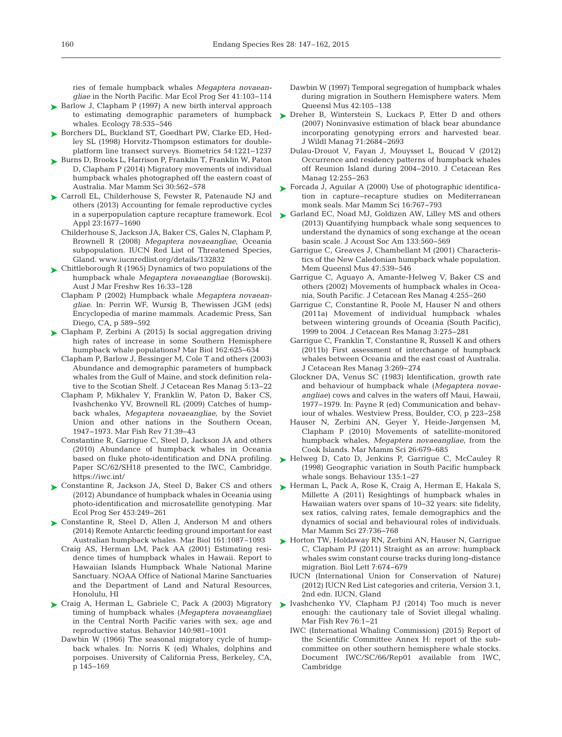ries of female humpback whales *Megaptera novaeangliae* in the North Pacific. Mar Ecol Prog Ser 41:103–114

Barlow J, Clapham P (1997) A new birth interval approach to estimating demographic parameters of humpback whales. Ecology 78:535–546

Borchers DL, Buckland ST, Goedhart PW, Clarke ED, Hedley SL (1998) Horvitz-Thompson estimators for double-platform line transect surveys. Biometrics 54:1221–1237

Burns D, Brooks L, Harrison P, Franklin T, Franklin W, Paton D, Clapham P (2014) Migratory movements of individual humpback whales photographed off the eastern coast of Australia. Mar Mamm Sci 30:562–578

Carroll EL, Childerhouse S, Fewster R, Patenaude NJ and others (2013) Accounting for female reproductive cycles in a superpopulation capture recapture framework. Ecol Appl 23:1677–1690

Childerhouse S, Jackson JA, Baker CS, Gales N, Clapham P, Brownell R (2008) *Megaptera novaeangliae*, Oceania subpopulation. IUCN Red List of Threatened Species, Gland. www.iucnredlist.org/details/132832

Chittleborough R (1965) Dynamics of two populations of the humpback whale *Megaptera novaeangliae* (Borowski). Aust J Mar Freshw Res 16:33–128

Clapham P (2002) Humpback whale *Megaptera novaeangliae*. In: Perrin WF, Wursig B, Thewissen JGM (eds) Encyclopedia of marine mammals. Academic Press, San Diego, CA, p 589–592

Clapham P, Zerbini A (2015) Is social aggregation driving high rates of increase in some Southern Hemisphere humpback whale populations? Mar Biol 162:625–634

Clapham P, Barlow J, Bessinger M, Cole T and others (2003) Abundance and demographic parameters of humpback whales from the Gulf of Maine, and stock definition relative to the Scotian Shelf. J Cetacean Res Manag 5:13–22

Clapham P, Mikhalev Y, Franklin W, Paton D, Baker CS, Ivashchenko YV, Brownell RL (2009) Catches of humpback whales, *Megaptera novaeangliae*, by the Soviet Union and other nations in the Southern Ocean, 1947–1973. Mar Fish Rev 71:39–43

Constantine R, Garrigue C, Steel D, Jackson JA and others (2010) Abundance of humpback whales in Oceania based on fluke photo-identification and DNA profiling. Paper SC/62/SH18 presented to the IWC, Cambridge. https://iwc.int/

Constantine R, Jackson JA, Steel D, Baker CS and others (2012) Abundance of humpback whales in Oceania using photo-identification and microsatellite genotyping. Mar Ecol Prog Ser 453:249–261

Constantine R, Steel D, Allen J, Anderson M and others (2014) Remote Antarctic feeding ground important for east Australian humpback whales. Mar Biol 161:1087–1093

Craig AS, Herman LM, Pack AA (2001) Estimating residence times of humpback whales in Hawaii. Report to Hawaiian Islands Humpback Whale National Marine Sanctuary. NOAA Office of National Marine Sanctuaries and the Department of Land and Natural Resources, Honolulu, HI

Craig A, Herman L, Gabriele C, Pack A (2003) Migratory timing of humpback whales (*Megaptera novaeangliae*) in the Central North Pacific varies with sex, age and reproductive status. Behavior 140:981–1001

Dawbin W (1966) The seasonal migratory cycle of humpback whales. In: Norris K (ed) Whales, dolphins and porpoises. University of California Press, Berkeley, CA, p 145–169

Dawbin W (1997) Temporal segregation of humpback whales during migration in Southern Hemisphere waters. Mem Queensl Mus 42:105–138

Dreher B, Winterstein S, Luckacs P, Etter D and others (2007) Noninvasive estimation of black bear abundance incorporating genotyping errors and harvested bear. J Wildl Manag 71:2684–2693

Dulau-Drouot V, Fayan J, Mouysset L, Boucad V (2012) Occurrence and residency patterns of humpback whales off Reunion Island during 2004–2010. J Cetacean Res Manag 12:255–263

Forcada J, Aguilar A (2000) Use of photographic identification in capture–recapture studies on Mediterranean monk seals. Mar Mamm Sci 16:767–793

Garland EC, Noad MJ, Goldizen AW, Lilley MS and others (2013) Quantifying humpback whale song sequences to understand the dynamics of song exchange at the ocean basin scale. J Acoust Soc Am 133:560–569

Garrigue C, Greaves J, Chambellant M (2001) Characteristics of the New Caledonian humpback whale population. Mem Queensl Mus 47:539–546

Garrigue C, Aguayo A, Amante-Helweg V, Baker CS and others (2002) Movements of humpback whales in Oceania, South Pacific. J Cetacean Res Manag 4:255–260

Garrigue C, Constantine R, Poole M, Hauser N and others (2011a) Movement of individual humpback whales between wintering grounds of Oceania (South Pacific), 1999 to 2004. J Cetacean Res Manag 3:275–281

Garrigue C, Franklin T, Constantine R, Russell K and others (2011b) First assessment of interchange of humpback whales between Oceania and the east coast of Australia. J Cetacean Res Manag 3:269–274

Glockner DA, Venus SC (1983) Identification, growth rate and behaviour of humpback whale (*Megaptera novaeangliae*) cows and calves in the waters off Maui, Hawaii, 1977–1979. In: Payne R (ed) Communication and behaviour of whales. Westview Press, Boulder, CO, p 223–258

Hauser N, Zerbini AN, Geyer Y, Heide-Jørgensen M, Clapham P (2010) Movements of satellite-monitored humpback whales, *Megaptera novaeangliae*, from the Cook Islands. Mar Mamm Sci 26:679–685

Helweg D, Cato D, Jenkins P, Garrigue C, McCauley R (1998) Geographic variation in South Pacific humpback whale songs. Behaviour 135:1–27

Herman L, Pack A, Rose K, Craig A, Herman E, Hakala S, Millette A (2011) Resightings of humpback whales in Hawaiian waters over spans of 10–32 years: site fidelity, sex ratios, calving rates, female demographics and the dynamics of social and behavioural roles of individuals. Mar Mamm Sci 27:736–768

Horton TW, Holdaway RN, Zerbini AN, Hauser N, Garrigue C, Clapham PJ (2011) Straight as an arrow: humpback whales swim constant course tracks during long-distance migration. Biol Lett 7:674–679

IUCN (International Union for Conservation of Nature) (2012) IUCN Red List categories and criteria, Version 3.1, 2nd edn. IUCN, Gland

Ivashchenko YV, Clapham PJ (2014) Too much is never enough: the cautionary tale of Soviet illegal whaling. Mar Fish Rev 76:1–21

IWC (International Whaling Commission) (2015) Report of the Scientific Committee Annex H: report of the sub-committee on other southern hemisphere whale stocks. Document IWC/SC/66/Rep01 available from IWC, Cambridge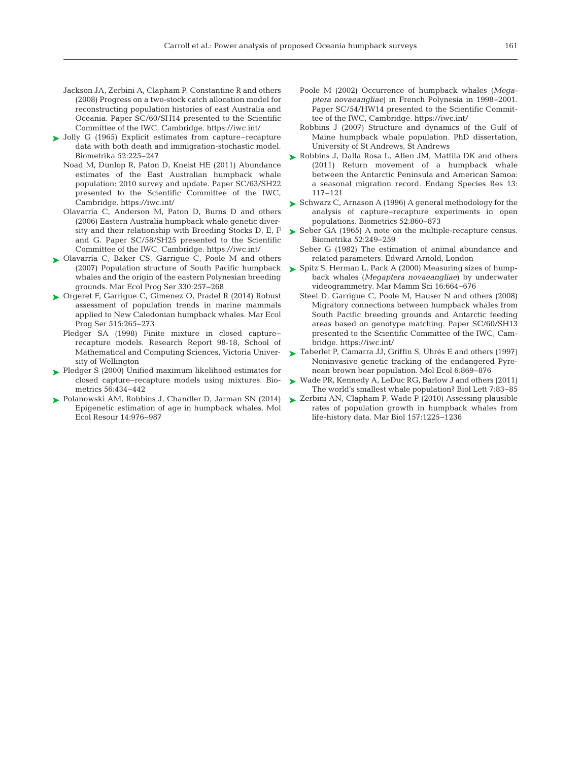Jackson JA, Zerbini A, Clapham P, Constantine R and others (2008) Progress on a two-stock catch allocation model for reconstructing population histories of east Australia and Oceania. Paper SC/60/SH14 presented to the Scientific Committee of the IWC, Cambridge. https://iwc.int/

Jolly G (1965) Explicit estimates from capture–recapture data with both death and immigration-stochastic model. Biometrika 52:225–247

Noad M, Dunlop R, Paton D, Kneist HE (2011) Abundance estimates of the East Australian humpback whale population: 2010 survey and update. Paper SC/63/SH22 presented to the Scientific Committee of the IWC, Cambridge. https://iwc.int/

Olavarría C, Anderson M, Paton D, Burns D and others (2006) Eastern Australia humpback whale genetic diversity and their relationship with Breeding Stocks D, E, F and G. Paper SC/58/SH25 presented to the Scientific Committee of the IWC, Cambridge. https://iwc.int/

Olavarría C, Baker CS, Garrigue C, Poole M and others (2007) Population structure of South Pacific humpback whales and the origin of the eastern Polynesian breeding grounds. Mar Ecol Prog Ser 330:257–268

Orgeret F, Garrigue C, Gimenez O, Pradel R (2014) Robust assessment of population trends in marine mammals applied to New Caledonian humpback whales. Mar Ecol Prog Ser 515:265–273

Pledger SA (1998) Finite mixture in closed capture–recapture models. Research Report 98-18, School of Mathematical and Computing Sciences, Victoria University of Wellington

Pledger S (2000) Unified maximum likelihood estimates for closed capture–recapture models using mixtures. Biometrics 56:434–442

Polanowski AM, Robbins J, Chandler D, Jarman SN (2014) Epigenetic estimation of age in humpback whales. Mol Ecol Resour 14:976–987

Poole M (2002) Occurrence of humpback whales (*Megaptera novaeangliae*) in French Polynesia in 1998–2001. Paper SC/54/HW14 presented to the Scientific Committee of the IWC, Cambridge. https://iwc.int/

Robbins J (2007) Structure and dynamics of the Gulf of Maine humpback whale population. PhD dissertation, University of St Andrews, St Andrews

Robbins J, Dalla Rosa L, Allen JM, Mattila DK and others (2011) Return movement of a humpback whale between the Antarctic Peninsula and American Samoa: a seasonal migration record. Endang Species Res 13: 117–121

Schwarz C, Arnason A (1996) A general methodology for the analysis of capture–recapture experiments in open populations. Biometrics 52:860–873

Seber GA (1965) A note on the multiple-recapture census. Biometrika 52:249–259

Seber G (1982) The estimation of animal abundance and related parameters. Edward Arnold, London

Spitz S, Herman L, Pack A (2000) Measuring sizes of humpback whales (*Megaptera novaeangliae*) by underwater videogrammetry. Mar Mamm Sci 16:664–676

Steel D, Garrigue C, Poole M, Hauser N and others (2008) Migratory connections between humpback whales from South Pacific breeding grounds and Antarctic feeding areas based on genotype matching. Paper SC/60/SH13 presented to the Scientific Committee of the IWC, Cambridge. https://iwc.int/

Taberlet P, Camarra JJ, Griffin S, Uhrés E and others (1997) Noninvasive genetic tracking of the endangered Pyrenean brown bear population. Mol Ecol 6:869–876

Wade PR, Kennedy A, LeDuc RG, Barlow J and others (2011) The world's smallest whale population? Biol Lett 7:83–85

Zerbini AN, Clapham P, Wade P (2010) Assessing plausible rates of population growth in humpback whales from life-history data. Mar Biol 157:1225–1236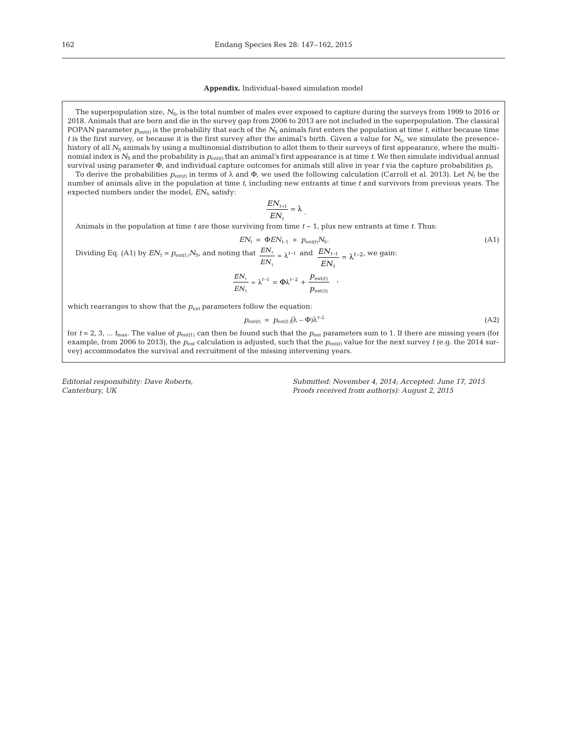**Appendix.** Individual-based simulation model

The superpopulation size, $N_S$, is the total number of males ever exposed to capture during the surveys from 1999 to 2016 or 2018. Animals that are born and die in the survey gap from 2006 to 2013 are not included in the superpopulation. The classical POPAN parameter $p_{ent(t)}$ is the probability that each of the $N_S$ animals first enters the population at time $t$, either because time $t$ is the first survey, or because it is the first survey after the animal's birth. Given a value for $N_S$, we simulate the presence-history of all $N_S$ animals by using a multinomial distribution to allot them to their surveys of first appearance, where the multinomial index is $N_S$ and the probability is $p_{ent(t)}$ that an animal's first appearance is at time $t$. We then simulate individual annual survival using parameter $\Phi$, and individual capture outcomes for animals still alive in year $t$ via the capture probabilities $p_t$.

To derive the probabilities $p_{ent(t)}$ in terms of $\lambda$ and $\Phi$, we used the following calculation (Carroll et al. 2013). Let $N_t$ be the number of animals alive in the population at time $t$, including new entrants at time $t$ and survivors from previous years. The expected numbers under the model, $EN_t$, satisfy:

$$\frac{EN_{t+1}}{EN_t} = \lambda \, .$$

Animals in the population at time $t$ are those surviving from time $t - 1$, plus new entrants at time $t$. Thus:

$$EN_t = \Phi EN_{t-1} + p_{ent(t)} N_S. \tag{A1}$$

Dividing Eq. (A1) by $EN_1 = p_{ent(1)} N_S$, and noting that $\frac{EN_t}{EN_1} = \lambda^{t-1}$ and $\frac{EN_{t-1}}{EN_1} = \lambda^{t-2}$, we gain:

$$\frac{EN_t}{EN_1} = \lambda^{t-1} = \Phi\lambda^{t-2} + \frac{p_{ent(t)}}{p_{ent(1)}} \quad ,$$

which rearranges to show that the $p_{ent}$ parameters follow the equation:

$$p_{ent(t)} = p_{ent(1)}(\lambda - \Phi)\lambda^{t-2} \tag{A2}$$

for $t = 2, 3, \ldots t_{max}$. The value of $p_{ent(1)}$ can then be found such that the $p_{ent}$ parameters sum to 1. If there are missing years (for example, from 2006 to 2013), the $p_{ent}$ calculation is adjusted, such that the $p_{ent(t)}$ value for the next survey $t$ (e.g. the 2014 survey) accommodates the survival and recruitment of the missing intervening years.

*Editorial responsibility: Dave Roberts, Canterbury, UK*

*Submitted: November 4, 2014; Accepted: June 17, 2015*
*Proofs received from author(s): August 2, 2015*